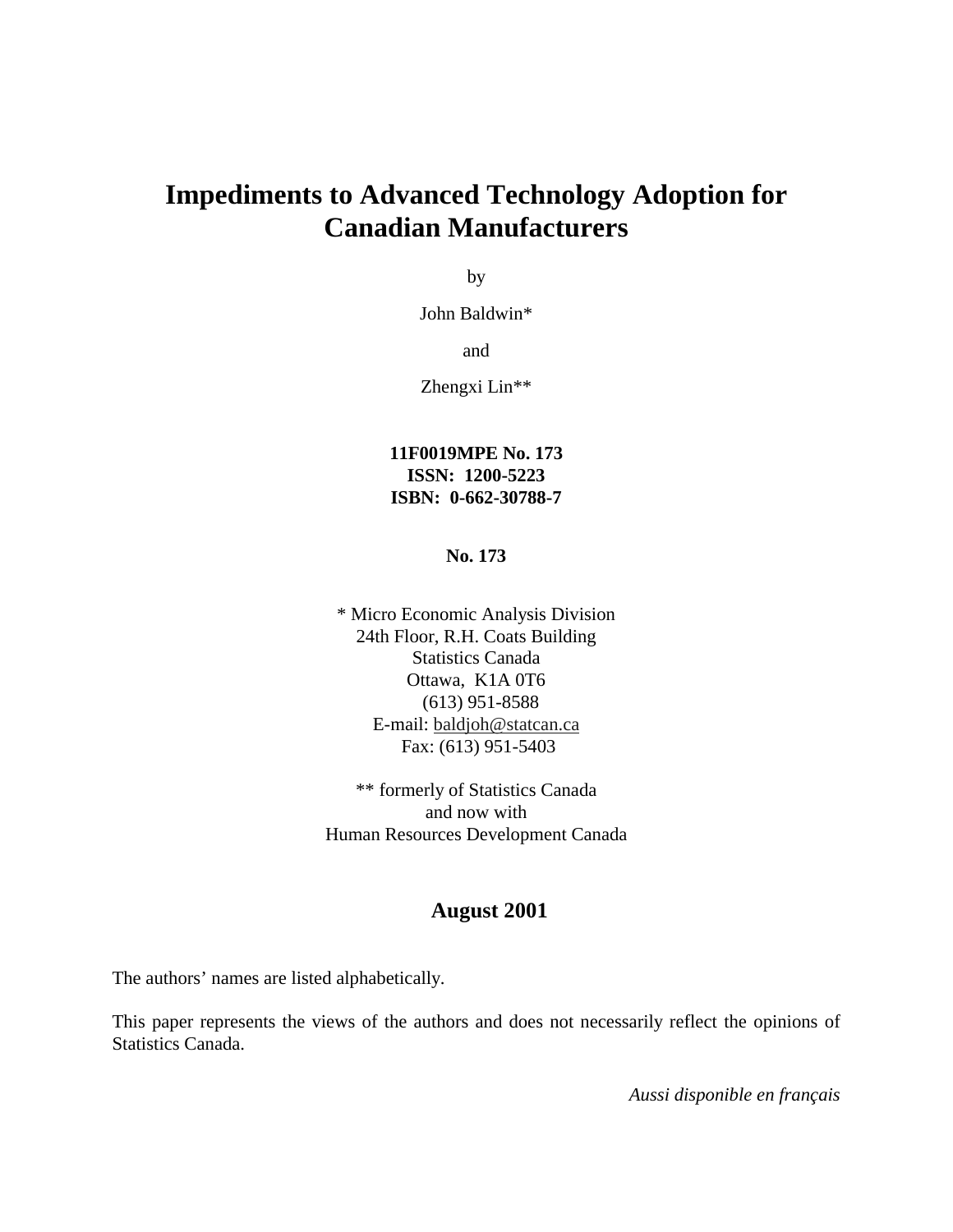# Impediments to Advanced Technology Adoption for Canadian Manufacturers

by

John Baldwin*

and

Zhengxi Lin**

**11F0019MPE No. 173**
**ISSN: 1200-5223**
**ISBN: 0-662-30788-7**

**No. 173**

* Micro Economic Analysis Division
24th Floor, R.H. Coats Building
Statistics Canada
Ottawa, K1A 0T6
(613) 951-8588
E-mail: baldjoh@statcan.ca
Fax: (613) 951-5403

** formerly of Statistics Canada
and now with
Human Resources Development Canada

**August 2001**

The authors' names are listed alphabetically.

This paper represents the views of the authors and does not necessarily reflect the opinions of Statistics Canada.

*Aussi disponible en français*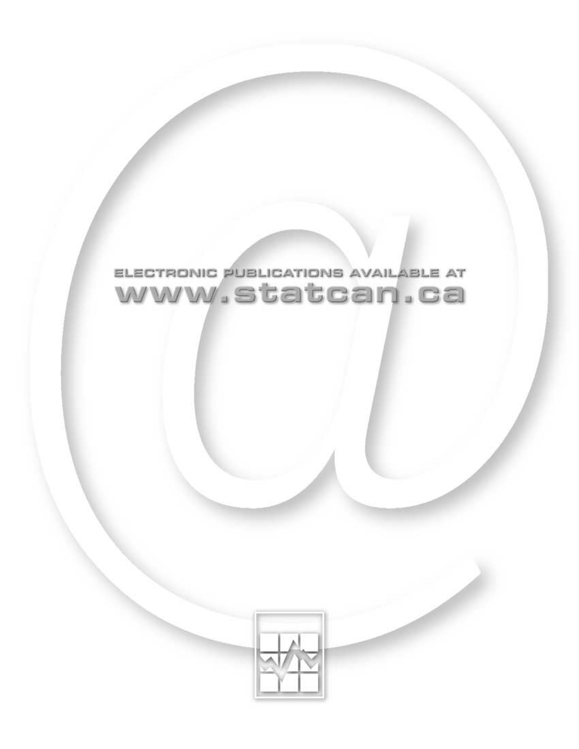ELECTRONIC PUBLICATIONS AVAILABLE AT

www.statcan.ca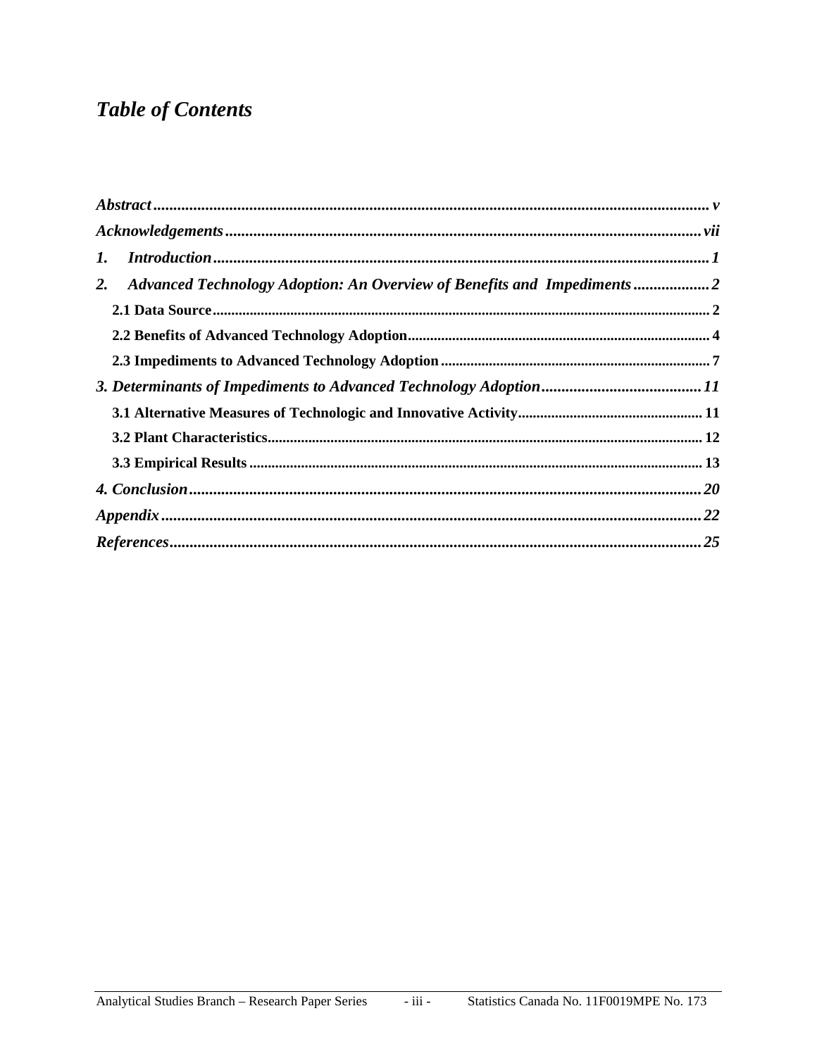# *Table of Contents*

***Abstract*** ..... ***v***

***Acknowledgements*** ..... ***vii***

***1. Introduction*** ..... ***1***

***2. Advanced Technology Adoption: An Overview of Benefits and Impediments*** ..... ***2***

**2.1 Data Source** ..... **2**

**2.2 Benefits of Advanced Technology Adoption** ..... **4**

**2.3 Impediments to Advanced Technology Adoption** ..... **7**

***3. Determinants of Impediments to Advanced Technology Adoption*** ..... ***11***

**3.1 Alternative Measures of Technologic and Innovative Activity** ..... **11**

**3.2 Plant Characteristics** ..... **12**

**3.3 Empirical Results** ..... **13**

***4. Conclusion*** ..... ***20***

***Appendix*** ..... ***22***

***References*** ..... ***25***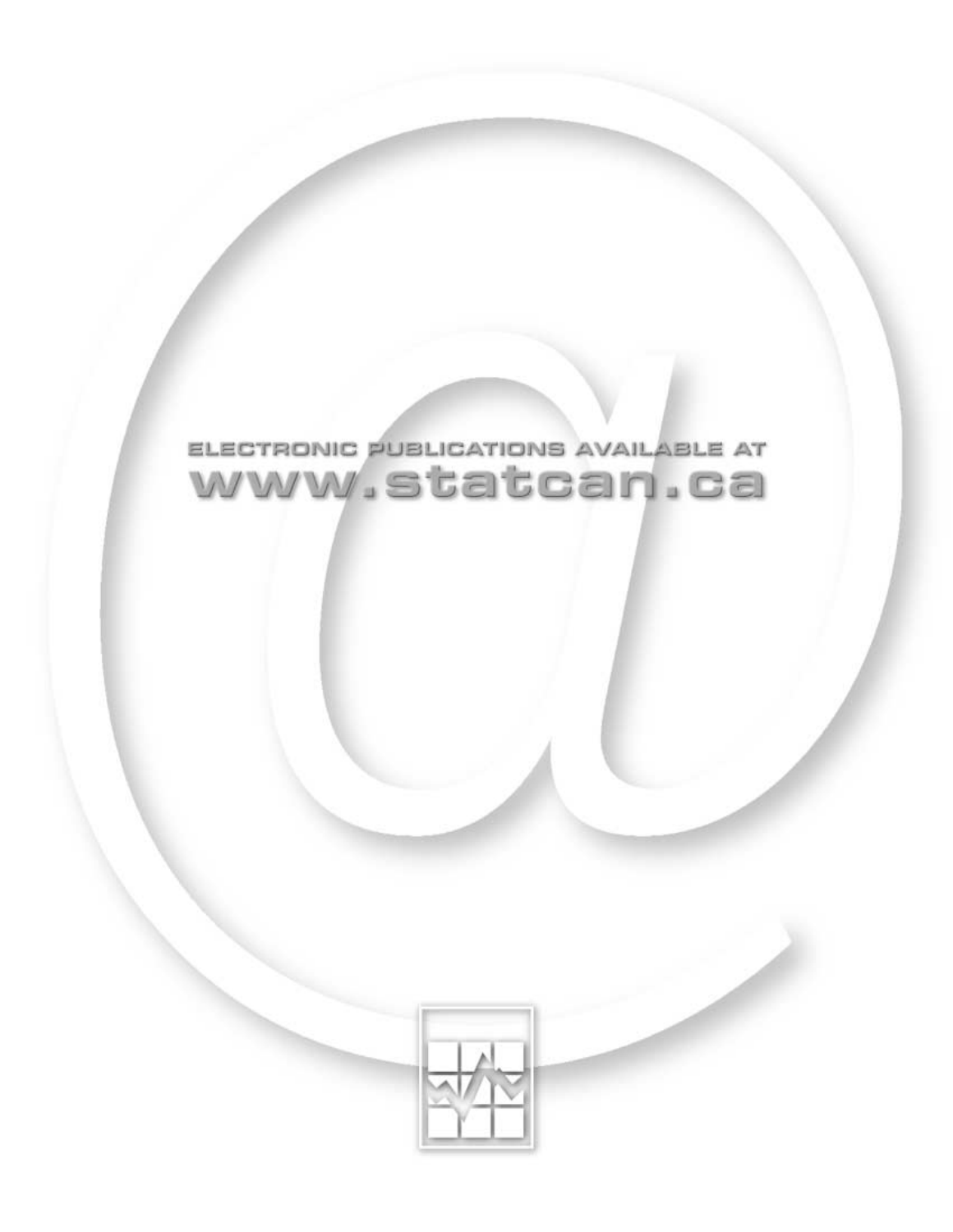ELECTRONIC PUBLICATIONS AVAILABLE AT

www.statcan.ca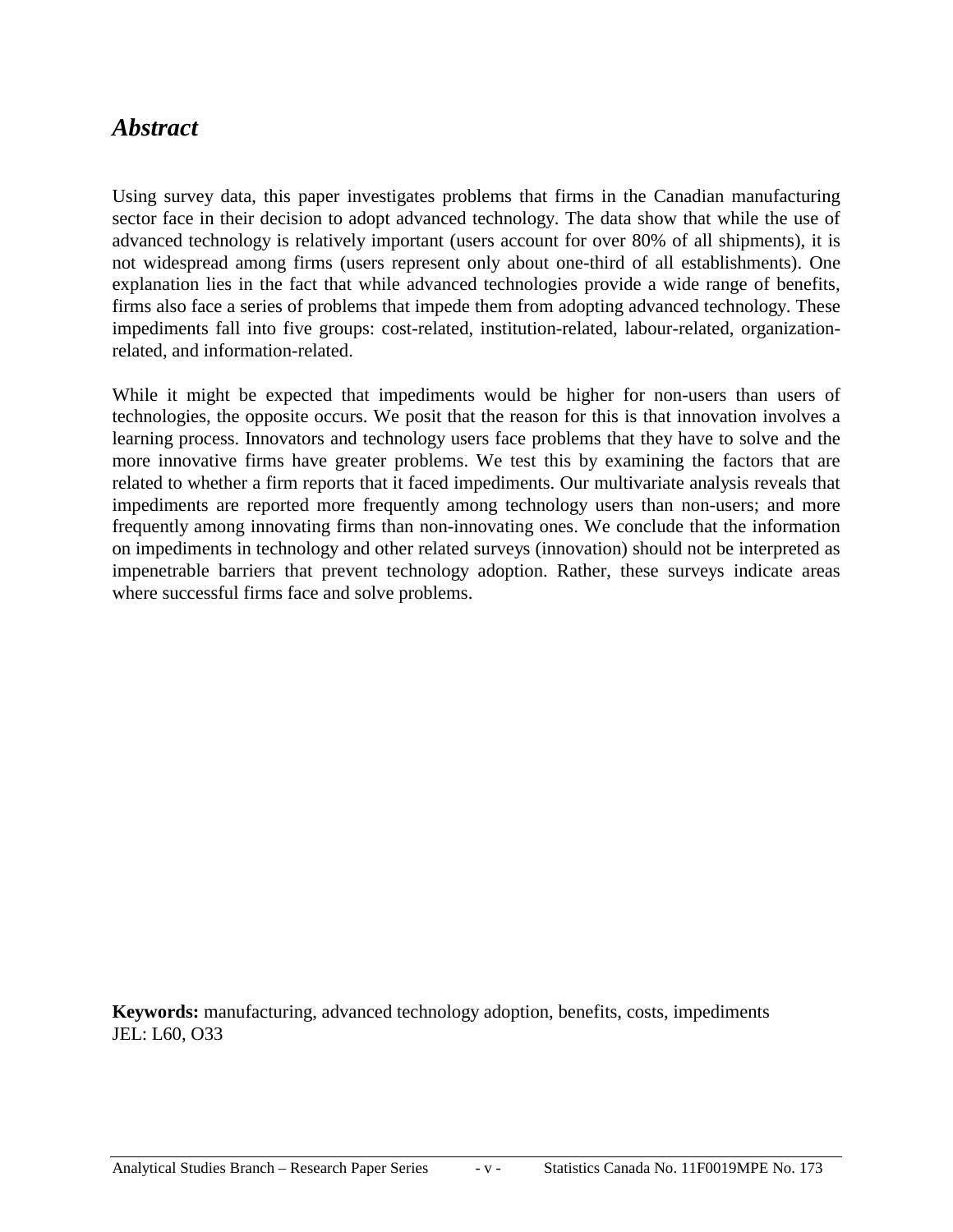# *Abstract*

Using survey data, this paper investigates problems that firms in the Canadian manufacturing sector face in their decision to adopt advanced technology. The data show that while the use of advanced technology is relatively important (users account for over 80% of all shipments), it is not widespread among firms (users represent only about one-third of all establishments). One explanation lies in the fact that while advanced technologies provide a wide range of benefits, firms also face a series of problems that impede them from adopting advanced technology. These impediments fall into five groups: cost-related, institution-related, labour-related, organization-related, and information-related.

While it might be expected that impediments would be higher for non-users than users of technologies, the opposite occurs. We posit that the reason for this is that innovation involves a learning process. Innovators and technology users face problems that they have to solve and the more innovative firms have greater problems. We test this by examining the factors that are related to whether a firm reports that it faced impediments. Our multivariate analysis reveals that impediments are reported more frequently among technology users than non-users; and more frequently among innovating firms than non-innovating ones. We conclude that the information on impediments in technology and other related surveys (innovation) should not be interpreted as impenetrable barriers that prevent technology adoption. Rather, these surveys indicate areas where successful firms face and solve problems.

**Keywords:** manufacturing, advanced technology adoption, benefits, costs, impediments
JEL: L60, O33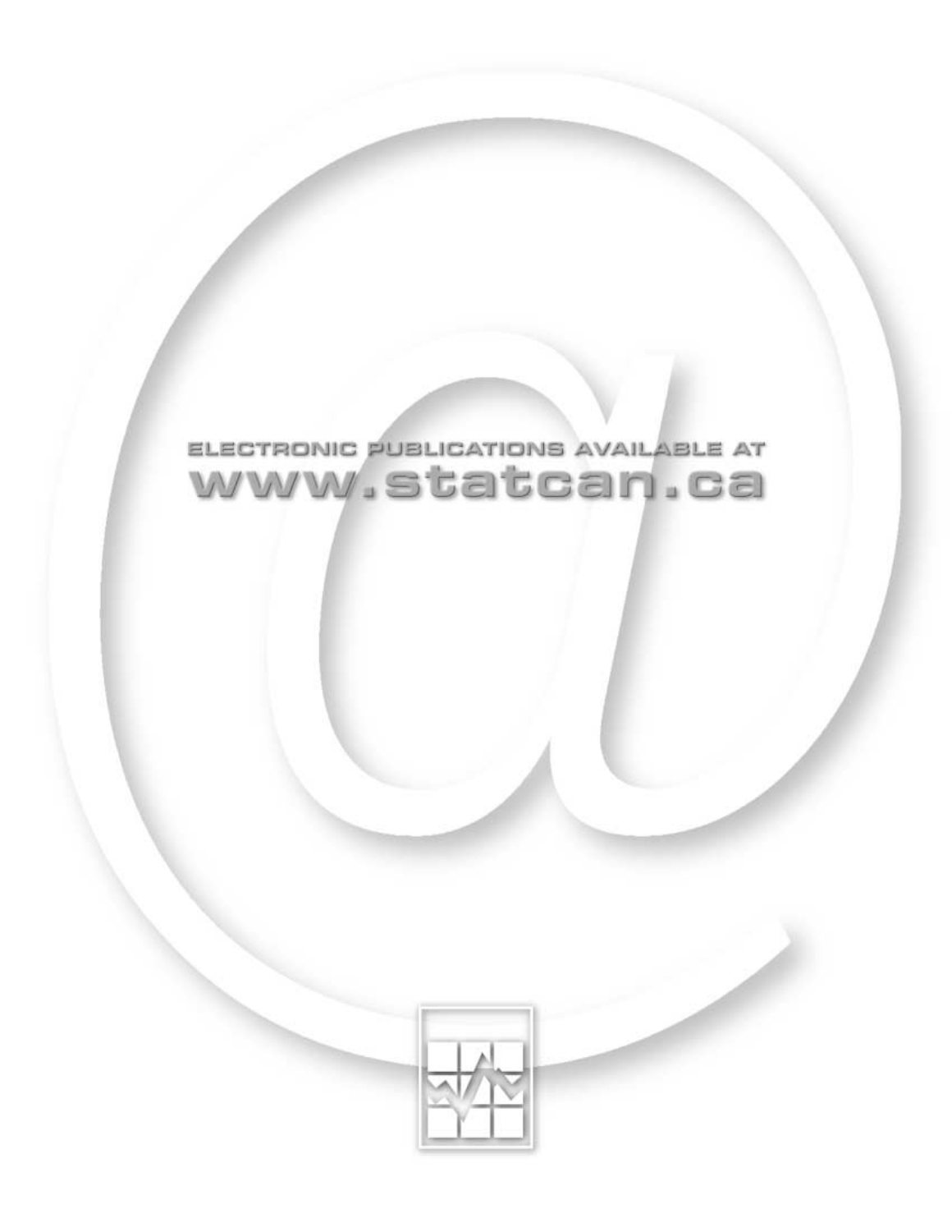ELECTRONIC PUBLICATIONS AVAILABLE AT

www.statcan.ca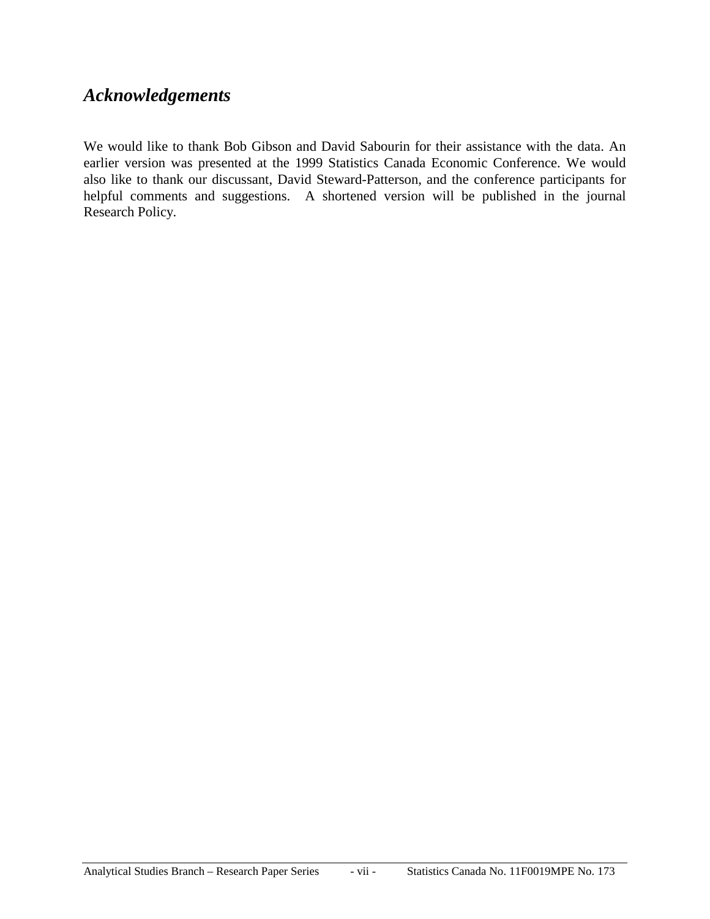## *Acknowledgements*

We would like to thank Bob Gibson and David Sabourin for their assistance with the data. An earlier version was presented at the 1999 Statistics Canada Economic Conference. We would also like to thank our discussant, David Steward-Patterson, and the conference participants for helpful comments and suggestions. A shortened version will be published in the journal Research Policy.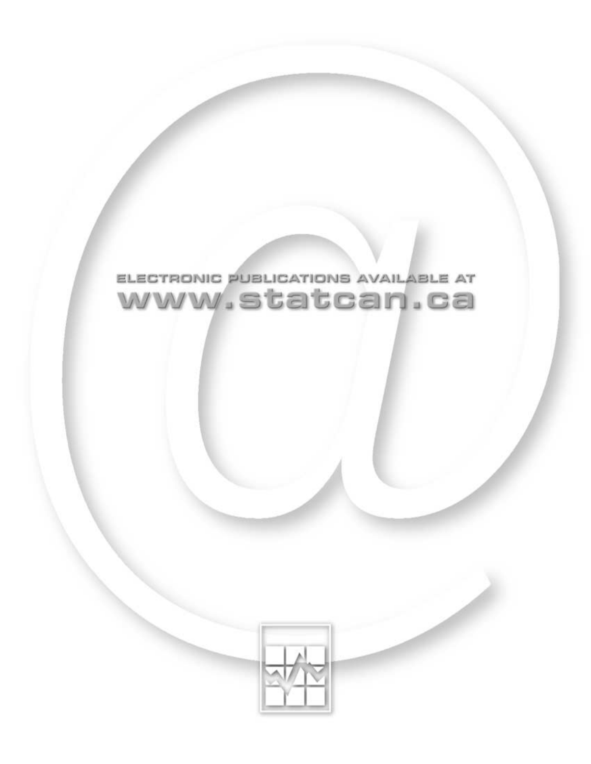ELECTRONIC PUBLICATIONS AVAILABLE AT

www.statcan.ca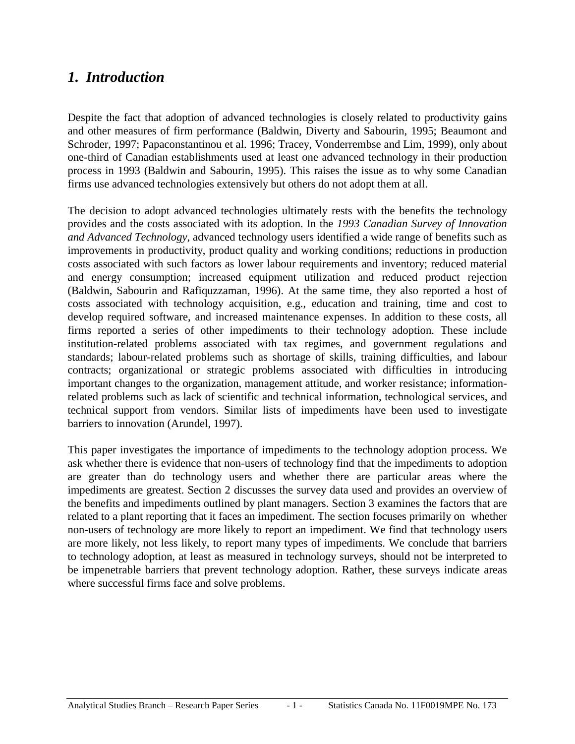# 1. Introduction

Despite the fact that adoption of advanced technologies is closely related to productivity gains and other measures of firm performance (Baldwin, Diverty and Sabourin, 1995; Beaumont and Schroder, 1997; Papaconstantinou et al. 1996; Tracey, Vonderrembse and Lim, 1999), only about one-third of Canadian establishments used at least one advanced technology in their production process in 1993 (Baldwin and Sabourin, 1995). This raises the issue as to why some Canadian firms use advanced technologies extensively but others do not adopt them at all.

The decision to adopt advanced technologies ultimately rests with the benefits the technology provides and the costs associated with its adoption. In the *1993 Canadian Survey of Innovation and Advanced Technology*, advanced technology users identified a wide range of benefits such as improvements in productivity, product quality and working conditions; reductions in production costs associated with such factors as lower labour requirements and inventory; reduced material and energy consumption; increased equipment utilization and reduced product rejection (Baldwin, Sabourin and Rafiquzzaman, 1996). At the same time, they also reported a host of costs associated with technology acquisition, e.g., education and training, time and cost to develop required software, and increased maintenance expenses. In addition to these costs, all firms reported a series of other impediments to their technology adoption. These include institution-related problems associated with tax regimes, and government regulations and standards; labour-related problems such as shortage of skills, training difficulties, and labour contracts; organizational or strategic problems associated with difficulties in introducing important changes to the organization, management attitude, and worker resistance; information-related problems such as lack of scientific and technical information, technological services, and technical support from vendors. Similar lists of impediments have been used to investigate barriers to innovation (Arundel, 1997).

This paper investigates the importance of impediments to the technology adoption process. We ask whether there is evidence that non-users of technology find that the impediments to adoption are greater than do technology users and whether there are particular areas where the impediments are greatest. Section 2 discusses the survey data used and provides an overview of the benefits and impediments outlined by plant managers. Section 3 examines the factors that are related to a plant reporting that it faces an impediment. The section focuses primarily on whether non-users of technology are more likely to report an impediment. We find that technology users are more likely, not less likely, to report many types of impediments. We conclude that barriers to technology adoption, at least as measured in technology surveys, should not be interpreted to be impenetrable barriers that prevent technology adoption. Rather, these surveys indicate areas where successful firms face and solve problems.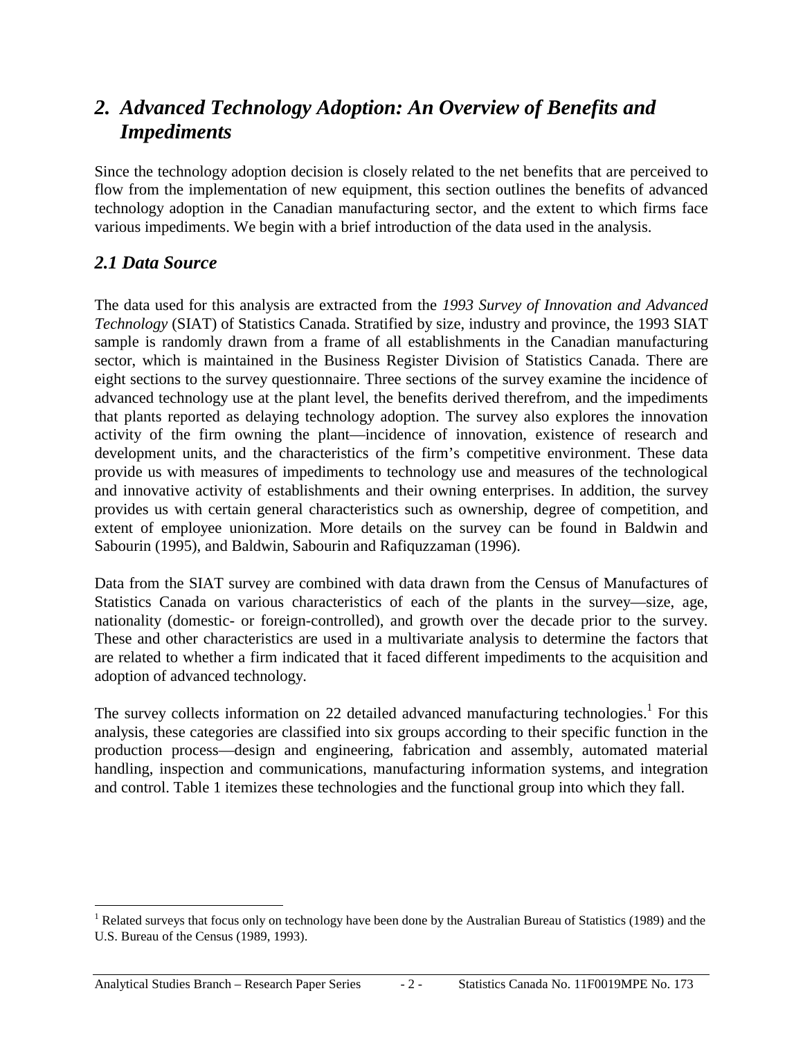## *2. Advanced Technology Adoption: An Overview of Benefits and Impediments*

Since the technology adoption decision is closely related to the net benefits that are perceived to flow from the implementation of new equipment, this section outlines the benefits of advanced technology adoption in the Canadian manufacturing sector, and the extent to which firms face various impediments. We begin with a brief introduction of the data used in the analysis.

### *2.1 Data Source*

The data used for this analysis are extracted from the *1993 Survey of Innovation and Advanced Technology* (SIAT) of Statistics Canada. Stratified by size, industry and province, the 1993 SIAT sample is randomly drawn from a frame of all establishments in the Canadian manufacturing sector, which is maintained in the Business Register Division of Statistics Canada. There are eight sections to the survey questionnaire. Three sections of the survey examine the incidence of advanced technology use at the plant level, the benefits derived therefrom, and the impediments that plants reported as delaying technology adoption. The survey also explores the innovation activity of the firm owning the plant—incidence of innovation, existence of research and development units, and the characteristics of the firm's competitive environment. These data provide us with measures of impediments to technology use and measures of the technological and innovative activity of establishments and their owning enterprises. In addition, the survey provides us with certain general characteristics such as ownership, degree of competition, and extent of employee unionization. More details on the survey can be found in Baldwin and Sabourin (1995), and Baldwin, Sabourin and Rafiquzzaman (1996).

Data from the SIAT survey are combined with data drawn from the Census of Manufactures of Statistics Canada on various characteristics of each of the plants in the survey—size, age, nationality (domestic- or foreign-controlled), and growth over the decade prior to the survey. These and other characteristics are used in a multivariate analysis to determine the factors that are related to whether a firm indicated that it faced different impediments to the acquisition and adoption of advanced technology.

The survey collects information on 22 detailed advanced manufacturing technologies.[1] For this analysis, these categories are classified into six groups according to their specific function in the production process—design and engineering, fabrication and assembly, automated material handling, inspection and communications, manufacturing information systems, and integration and control. Table 1 itemizes these technologies and the functional group into which they fall.

---

[1] Related surveys that focus only on technology have been done by the Australian Bureau of Statistics (1989) and the U.S. Bureau of the Census (1989, 1993).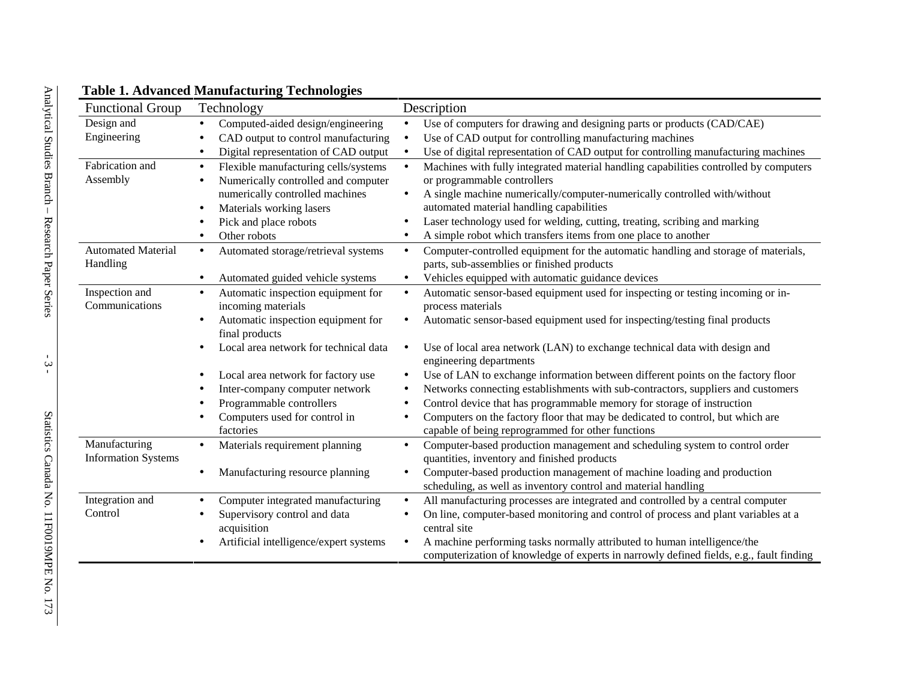**Table 1. Advanced Manufacturing Technologies**

| Functional Group | Technology | Description |
|---|---|---|
| Design and Engineering | • Computed-aided design/engineering<br>• CAD output to control manufacturing<br>• Digital representation of CAD output | • Use of computers for drawing and designing parts or products (CAD/CAE)<br>• Use of CAD output for controlling manufacturing machines<br>• Use of digital representation of CAD output for controlling manufacturing machines |
| Fabrication and Assembly | • Flexible manufacturing cells/systems<br>• Numerically controlled and computer numerically controlled machines<br>• Materials working lasers<br>• Pick and place robots<br>• Other robots | • Machines with fully integrated material handling capabilities controlled by computers or programmable controllers<br>• A single machine numerically/computer-numerically controlled with/without automated material handling capabilities<br>• Laser technology used for welding, cutting, treating, scribing and marking<br>• A simple robot which transfers items from one place to another |
| Automated Material Handling | • Automated storage/retrieval systems<br>• Automated guided vehicle systems | • Computer-controlled equipment for the automatic handling and storage of materials, parts, sub-assemblies or finished products<br>• Vehicles equipped with automatic guidance devices |
| Inspection and Communications | • Automatic inspection equipment for incoming materials<br>• Automatic inspection equipment for final products<br>• Local area network for technical data<br>• Local area network for factory use<br>• Inter-company computer network<br>• Programmable controllers<br>• Computers used for control in factories | • Automatic sensor-based equipment used for inspecting or testing incoming or in-process materials<br>• Automatic sensor-based equipment used for inspecting/testing final products<br>• Use of local area network (LAN) to exchange technical data with design and engineering departments<br>• Use of LAN to exchange information between different points on the factory floor<br>• Networks connecting establishments with sub-contractors, suppliers and customers<br>• Control device that has programmable memory for storage of instruction<br>• Computers on the factory floor that may be dedicated to control, but which are capable of being reprogrammed for other functions |
| Manufacturing Information Systems | • Materials requirement planning<br>• Manufacturing resource planning | • Computer-based production management and scheduling system to control order quantities, inventory and finished products<br>• Computer-based production management of machine loading and production scheduling, as well as inventory control and material handling |
| Integration and Control | • Computer integrated manufacturing<br>• Supervisory control and data acquisition<br>• Artificial intelligence/expert systems | • All manufacturing processes are integrated and controlled by a central computer<br>• On line, computer-based monitoring and control of process and plant variables at a central site<br>• A machine performing tasks normally attributed to human intelligence/the computerization of knowledge of experts in narrowly defined fields, e.g., fault finding |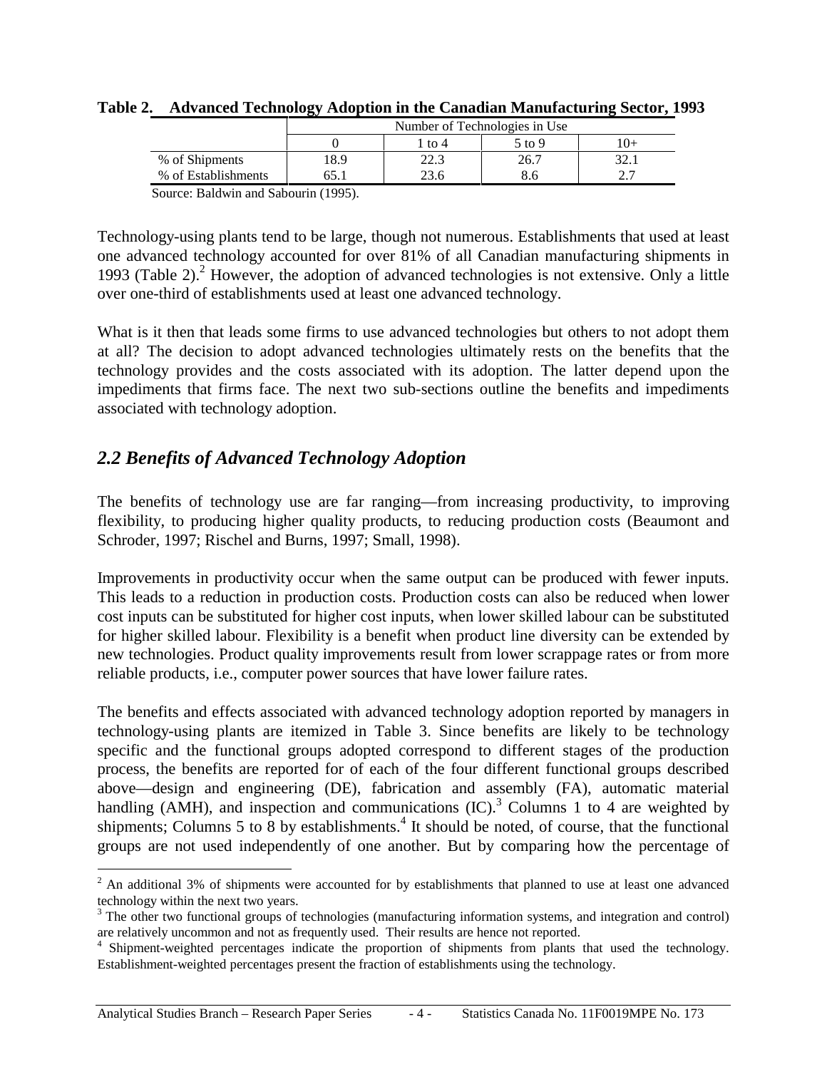**Table 2. Advanced Technology Adoption in the Canadian Manufacturing Sector, 1993**

| | Number of Technologies in Use | | | |
|---|---|---|---|---|
| | 0 | 1 to 4 | 5 to 9 | 10+ |
| % of Shipments | 18.9 | 22.3 | 26.7 | 32.1 |
| % of Establishments | 65.1 | 23.6 | 8.6 | 2.7 |

Source: Baldwin and Sabourin (1995).

Technology-using plants tend to be large, though not numerous. Establishments that used at least one advanced technology accounted for over 81% of all Canadian manufacturing shipments in 1993 (Table 2).[2] However, the adoption of advanced technologies is not extensive. Only a little over one-third of establishments used at least one advanced technology.

What is it then that leads some firms to use advanced technologies but others to not adopt them at all? The decision to adopt advanced technologies ultimately rests on the benefits that the technology provides and the costs associated with its adoption. The latter depend upon the impediments that firms face. The next two sub-sections outline the benefits and impediments associated with technology adoption.

## *2.2 Benefits of Advanced Technology Adoption*

The benefits of technology use are far ranging—from increasing productivity, to improving flexibility, to producing higher quality products, to reducing production costs (Beaumont and Schroder, 1997; Rischel and Burns, 1997; Small, 1998).

Improvements in productivity occur when the same output can be produced with fewer inputs. This leads to a reduction in production costs. Production costs can also be reduced when lower cost inputs can be substituted for higher cost inputs, when lower skilled labour can be substituted for higher skilled labour. Flexibility is a benefit when product line diversity can be extended by new technologies. Product quality improvements result from lower scrappage rates or from more reliable products, i.e., computer power sources that have lower failure rates.

The benefits and effects associated with advanced technology adoption reported by managers in technology-using plants are itemized in Table 3. Since benefits are likely to be technology specific and the functional groups adopted correspond to different stages of the production process, the benefits are reported for of each of the four different functional groups described above—design and engineering (DE), fabrication and assembly (FA), automatic material handling (AMH), and inspection and communications (IC).[3] Columns 1 to 4 are weighted by shipments; Columns 5 to 8 by establishments.[4] It should be noted, of course, that the functional groups are not used independently of one another. But by comparing how the percentage of

---

[2] An additional 3% of shipments were accounted for by establishments that planned to use at least one advanced technology within the next two years.

[3] The other two functional groups of technologies (manufacturing information systems, and integration and control) are relatively uncommon and not as frequently used. Their results are hence not reported.

[4] Shipment-weighted percentages indicate the proportion of shipments from plants that used the technology. Establishment-weighted percentages present the fraction of establishments using the technology.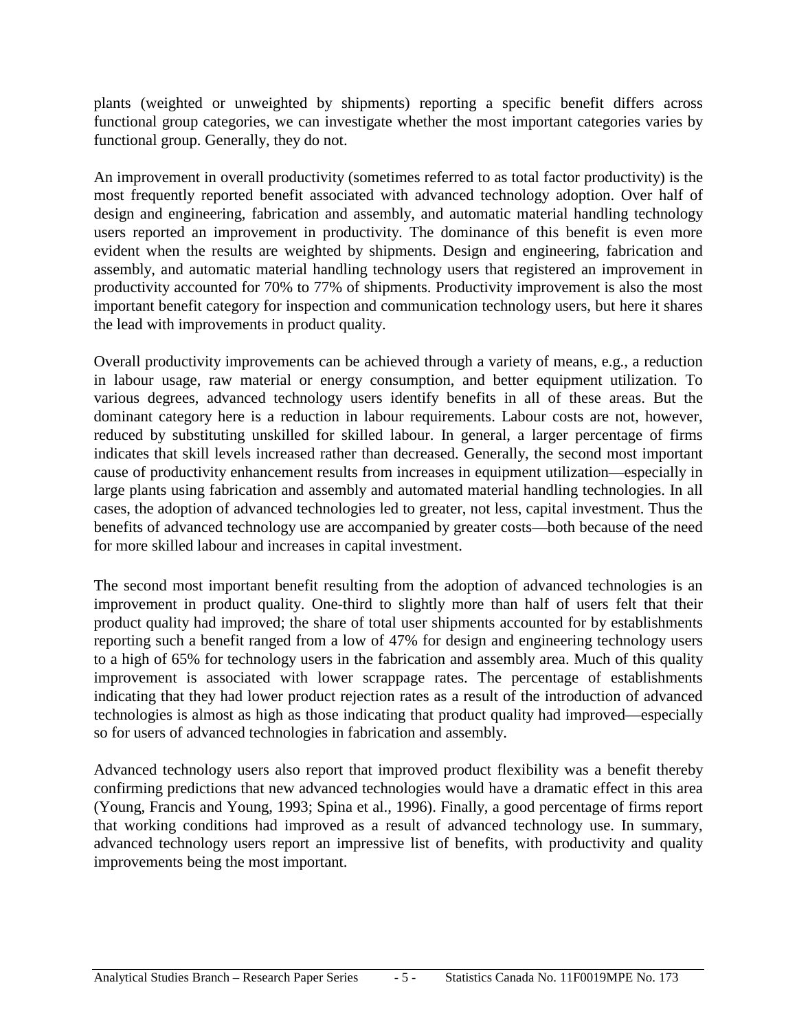plants (weighted or unweighted by shipments) reporting a specific benefit differs across functional group categories, we can investigate whether the most important categories varies by functional group. Generally, they do not.

An improvement in overall productivity (sometimes referred to as total factor productivity) is the most frequently reported benefit associated with advanced technology adoption. Over half of design and engineering, fabrication and assembly, and automatic material handling technology users reported an improvement in productivity. The dominance of this benefit is even more evident when the results are weighted by shipments. Design and engineering, fabrication and assembly, and automatic material handling technology users that registered an improvement in productivity accounted for 70% to 77% of shipments. Productivity improvement is also the most important benefit category for inspection and communication technology users, but here it shares the lead with improvements in product quality.

Overall productivity improvements can be achieved through a variety of means, e.g., a reduction in labour usage, raw material or energy consumption, and better equipment utilization. To various degrees, advanced technology users identify benefits in all of these areas. But the dominant category here is a reduction in labour requirements. Labour costs are not, however, reduced by substituting unskilled for skilled labour. In general, a larger percentage of firms indicates that skill levels increased rather than decreased. Generally, the second most important cause of productivity enhancement results from increases in equipment utilization—especially in large plants using fabrication and assembly and automated material handling technologies. In all cases, the adoption of advanced technologies led to greater, not less, capital investment. Thus the benefits of advanced technology use are accompanied by greater costs—both because of the need for more skilled labour and increases in capital investment.

The second most important benefit resulting from the adoption of advanced technologies is an improvement in product quality. One-third to slightly more than half of users felt that their product quality had improved; the share of total user shipments accounted for by establishments reporting such a benefit ranged from a low of 47% for design and engineering technology users to a high of 65% for technology users in the fabrication and assembly area. Much of this quality improvement is associated with lower scrappage rates. The percentage of establishments indicating that they had lower product rejection rates as a result of the introduction of advanced technologies is almost as high as those indicating that product quality had improved—especially so for users of advanced technologies in fabrication and assembly.

Advanced technology users also report that improved product flexibility was a benefit thereby confirming predictions that new advanced technologies would have a dramatic effect in this area (Young, Francis and Young, 1993; Spina et al., 1996). Finally, a good percentage of firms report that working conditions had improved as a result of advanced technology use. In summary, advanced technology users report an impressive list of benefits, with productivity and quality improvements being the most important.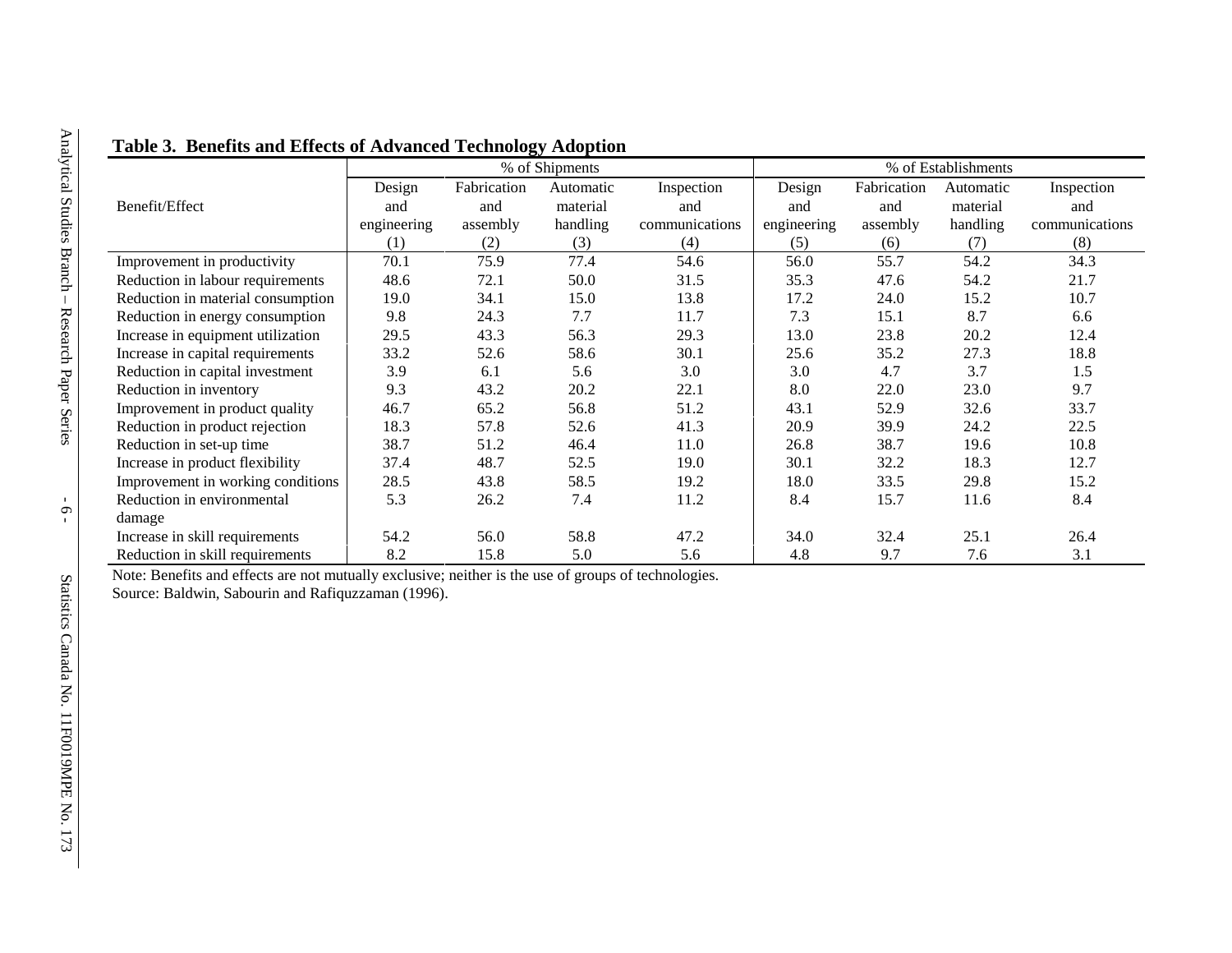**Table 3. Benefits and Effects of Advanced Technology Adoption**

| Benefit/Effect | % of Shipments | | | | % of Establishments | | | |
|---|---|---|---|---|---|---|---|---|
| | Design and engineering (1) | Fabrication and assembly (2) | Automatic material handling (3) | Inspection and communications (4) | Design and engineering (5) | Fabrication and assembly (6) | Automatic material handling (7) | Inspection and communications (8) |
| Improvement in productivity | 70.1 | 75.9 | 77.4 | 54.6 | 56.0 | 55.7 | 54.2 | 34.3 |
| Reduction in labour requirements | 48.6 | 72.1 | 50.0 | 31.5 | 35.3 | 47.6 | 54.2 | 21.7 |
| Reduction in material consumption | 19.0 | 34.1 | 15.0 | 13.8 | 17.2 | 24.0 | 15.2 | 10.7 |
| Reduction in energy consumption | 9.8 | 24.3 | 7.7 | 11.7 | 7.3 | 15.1 | 8.7 | 6.6 |
| Increase in equipment utilization | 29.5 | 43.3 | 56.3 | 29.3 | 13.0 | 23.8 | 20.2 | 12.4 |
| Increase in capital requirements | 33.2 | 52.6 | 58.6 | 30.1 | 25.6 | 35.2 | 27.3 | 18.8 |
| Reduction in capital investment | 3.9 | 6.1 | 5.6 | 3.0 | 3.0 | 4.7 | 3.7 | 1.5 |
| Reduction in inventory | 9.3 | 43.2 | 20.2 | 22.1 | 8.0 | 22.0 | 23.0 | 9.7 |
| Improvement in product quality | 46.7 | 65.2 | 56.8 | 51.2 | 43.1 | 52.9 | 32.6 | 33.7 |
| Reduction in product rejection | 18.3 | 57.8 | 52.6 | 41.3 | 20.9 | 39.9 | 24.2 | 22.5 |
| Reduction in set-up time | 38.7 | 51.2 | 46.4 | 11.0 | 26.8 | 38.7 | 19.6 | 10.8 |
| Increase in product flexibility | 37.4 | 48.7 | 52.5 | 19.0 | 30.1 | 32.2 | 18.3 | 12.7 |
| Improvement in working conditions | 28.5 | 43.8 | 58.5 | 19.2 | 18.0 | 33.5 | 29.8 | 15.2 |
| Reduction in environmental damage | 5.3 | 26.2 | 7.4 | 11.2 | 8.4 | 15.7 | 11.6 | 8.4 |
| Increase in skill requirements | 54.2 | 56.0 | 58.8 | 47.2 | 34.0 | 32.4 | 25.1 | 26.4 |
| Reduction in skill requirements | 8.2 | 15.8 | 5.0 | 5.6 | 4.8 | 9.7 | 7.6 | 3.1 |

Note: Benefits and effects are not mutually exclusive; neither is the use of groups of technologies.
Source: Baldwin, Sabourin and Rafiquzzaman (1996).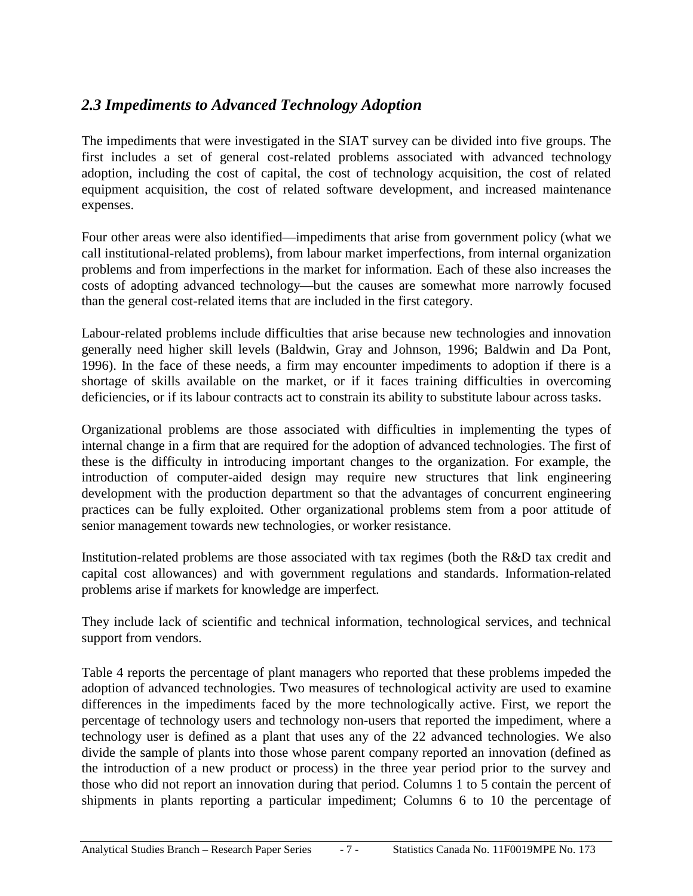### *2.3 Impediments to Advanced Technology Adoption*

The impediments that were investigated in the SIAT survey can be divided into five groups. The first includes a set of general cost-related problems associated with advanced technology adoption, including the cost of capital, the cost of technology acquisition, the cost of related equipment acquisition, the cost of related software development, and increased maintenance expenses.

Four other areas were also identified—impediments that arise from government policy (what we call institutional-related problems), from labour market imperfections, from internal organization problems and from imperfections in the market for information. Each of these also increases the costs of adopting advanced technology—but the causes are somewhat more narrowly focused than the general cost-related items that are included in the first category.

Labour-related problems include difficulties that arise because new technologies and innovation generally need higher skill levels (Baldwin, Gray and Johnson, 1996; Baldwin and Da Pont, 1996). In the face of these needs, a firm may encounter impediments to adoption if there is a shortage of skills available on the market, or if it faces training difficulties in overcoming deficiencies, or if its labour contracts act to constrain its ability to substitute labour across tasks.

Organizational problems are those associated with difficulties in implementing the types of internal change in a firm that are required for the adoption of advanced technologies. The first of these is the difficulty in introducing important changes to the organization. For example, the introduction of computer-aided design may require new structures that link engineering development with the production department so that the advantages of concurrent engineering practices can be fully exploited. Other organizational problems stem from a poor attitude of senior management towards new technologies, or worker resistance.

Institution-related problems are those associated with tax regimes (both the R&D tax credit and capital cost allowances) and with government regulations and standards. Information-related problems arise if markets for knowledge are imperfect.

They include lack of scientific and technical information, technological services, and technical support from vendors.

Table 4 reports the percentage of plant managers who reported that these problems impeded the adoption of advanced technologies. Two measures of technological activity are used to examine differences in the impediments faced by the more technologically active. First, we report the percentage of technology users and technology non-users that reported the impediment, where a technology user is defined as a plant that uses any of the 22 advanced technologies. We also divide the sample of plants into those whose parent company reported an innovation (defined as the introduction of a new product or process) in the three year period prior to the survey and those who did not report an innovation during that period. Columns 1 to 5 contain the percent of shipments in plants reporting a particular impediment; Columns 6 to 10 the percentage of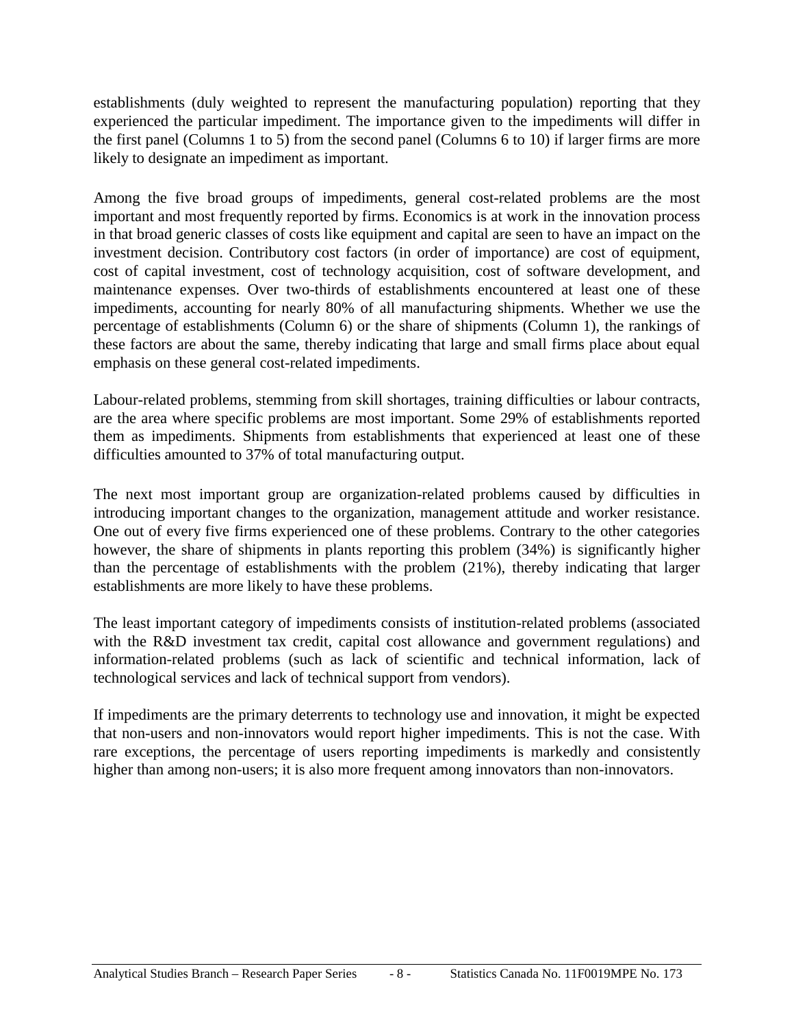establishments (duly weighted to represent the manufacturing population) reporting that they experienced the particular impediment. The importance given to the impediments will differ in the first panel (Columns 1 to 5) from the second panel (Columns 6 to 10) if larger firms are more likely to designate an impediment as important.

Among the five broad groups of impediments, general cost-related problems are the most important and most frequently reported by firms. Economics is at work in the innovation process in that broad generic classes of costs like equipment and capital are seen to have an impact on the investment decision. Contributory cost factors (in order of importance) are cost of equipment, cost of capital investment, cost of technology acquisition, cost of software development, and maintenance expenses. Over two-thirds of establishments encountered at least one of these impediments, accounting for nearly 80% of all manufacturing shipments. Whether we use the percentage of establishments (Column 6) or the share of shipments (Column 1), the rankings of these factors are about the same, thereby indicating that large and small firms place about equal emphasis on these general cost-related impediments.

Labour-related problems, stemming from skill shortages, training difficulties or labour contracts, are the area where specific problems are most important. Some 29% of establishments reported them as impediments. Shipments from establishments that experienced at least one of these difficulties amounted to 37% of total manufacturing output.

The next most important group are organization-related problems caused by difficulties in introducing important changes to the organization, management attitude and worker resistance. One out of every five firms experienced one of these problems. Contrary to the other categories however, the share of shipments in plants reporting this problem (34%) is significantly higher than the percentage of establishments with the problem (21%), thereby indicating that larger establishments are more likely to have these problems.

The least important category of impediments consists of institution-related problems (associated with the R&D investment tax credit, capital cost allowance and government regulations) and information-related problems (such as lack of scientific and technical information, lack of technological services and lack of technical support from vendors).

If impediments are the primary deterrents to technology use and innovation, it might be expected that non-users and non-innovators would report higher impediments. This is not the case. With rare exceptions, the percentage of users reporting impediments is markedly and consistently higher than among non-users; it is also more frequent among innovators than non-innovators.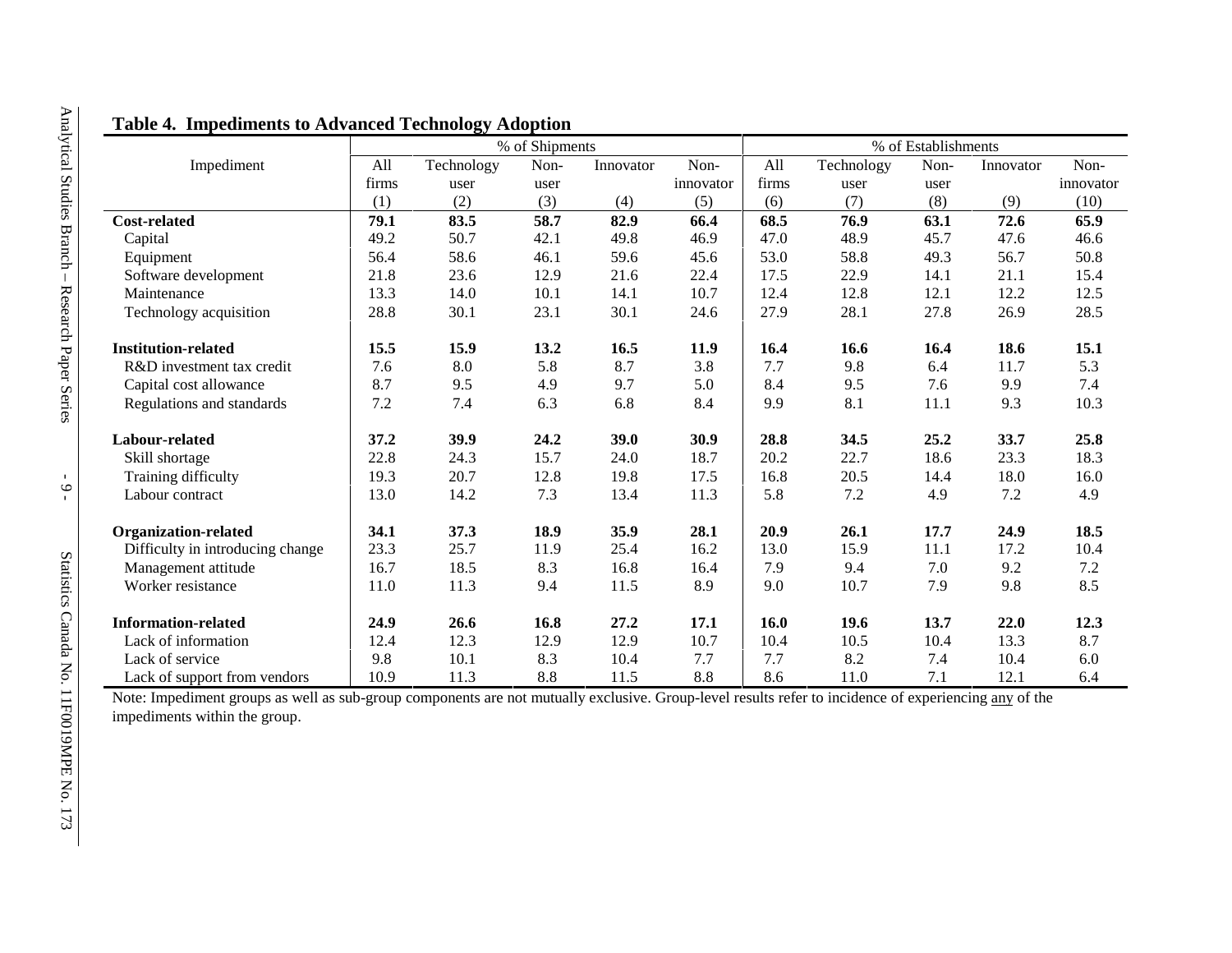**Table 4. Impediments to Advanced Technology Adoption**

| Impediment | % of Shipments | | | | | % of Establishments | | | | |
|---|---|---|---|---|---|---|---|---|---|---|
| | All firms | Technology user | Non-user | Innovator | Non-innovator | All firms | Technology user | Non-user | Innovator | Non-innovator |
| | (1) | (2) | (3) | (4) | (5) | (6) | (7) | (8) | (9) | (10) |
| **Cost-related** | **79.1** | **83.5** | **58.7** | **82.9** | **66.4** | **68.5** | **76.9** | **63.1** | **72.6** | **65.9** |
| Capital | 49.2 | 50.7 | 42.1 | 49.8 | 46.9 | 47.0 | 48.9 | 45.7 | 47.6 | 46.6 |
| Equipment | 56.4 | 58.6 | 46.1 | 59.6 | 45.6 | 53.0 | 58.8 | 49.3 | 56.7 | 50.8 |
| Software development | 21.8 | 23.6 | 12.9 | 21.6 | 22.4 | 17.5 | 22.9 | 14.1 | 21.1 | 15.4 |
| Maintenance | 13.3 | 14.0 | 10.1 | 14.1 | 10.7 | 12.4 | 12.8 | 12.1 | 12.2 | 12.5 |
| Technology acquisition | 28.8 | 30.1 | 23.1 | 30.1 | 24.6 | 27.9 | 28.1 | 27.8 | 26.9 | 28.5 |
| **Institution-related** | **15.5** | **15.9** | **13.2** | **16.5** | **11.9** | **16.4** | **16.6** | **16.4** | **18.6** | **15.1** |
| R&D investment tax credit | 7.6 | 8.0 | 5.8 | 8.7 | 3.8 | 7.7 | 9.8 | 6.4 | 11.7 | 5.3 |
| Capital cost allowance | 8.7 | 9.5 | 4.9 | 9.7 | 5.0 | 8.4 | 9.5 | 7.6 | 9.9 | 7.4 |
| Regulations and standards | 7.2 | 7.4 | 6.3 | 6.8 | 8.4 | 9.9 | 8.1 | 11.1 | 9.3 | 10.3 |
| **Labour-related** | **37.2** | **39.9** | **24.2** | **39.0** | **30.9** | **28.8** | **34.5** | **25.2** | **33.7** | **25.8** |
| Skill shortage | 22.8 | 24.3 | 15.7 | 24.0 | 18.7 | 20.2 | 22.7 | 18.6 | 23.3 | 18.3 |
| Training difficulty | 19.3 | 20.7 | 12.8 | 19.8 | 17.5 | 16.8 | 20.5 | 14.4 | 18.0 | 16.0 |
| Labour contract | 13.0 | 14.2 | 7.3 | 13.4 | 11.3 | 5.8 | 7.2 | 4.9 | 7.2 | 4.9 |
| **Organization-related** | **34.1** | **37.3** | **18.9** | **35.9** | **28.1** | **20.9** | **26.1** | **17.7** | **24.9** | **18.5** |
| Difficulty in introducing change | 23.3 | 25.7 | 11.9 | 25.4 | 16.2 | 13.0 | 15.9 | 11.1 | 17.2 | 10.4 |
| Management attitude | 16.7 | 18.5 | 8.3 | 16.8 | 16.4 | 7.9 | 9.4 | 7.0 | 9.2 | 7.2 |
| Worker resistance | 11.0 | 11.3 | 9.4 | 11.5 | 8.9 | 9.0 | 10.7 | 7.9 | 9.8 | 8.5 |
| **Information-related** | **24.9** | **26.6** | **16.8** | **27.2** | **17.1** | **16.0** | **19.6** | **13.7** | **22.0** | **12.3** |
| Lack of information | 12.4 | 12.3 | 12.9 | 12.9 | 10.7 | 10.4 | 10.5 | 10.4 | 13.3 | 8.7 |
| Lack of service | 9.8 | 10.1 | 8.3 | 10.4 | 7.7 | 7.7 | 8.2 | 7.4 | 10.4 | 6.0 |
| Lack of support from vendors | 10.9 | 11.3 | 8.8 | 11.5 | 8.8 | 8.6 | 11.0 | 7.1 | 12.1 | 6.4 |

Note: Impediment groups as well as sub-group components are not mutually exclusive. Group-level results refer to incidence of experiencing any of the impediments within the group.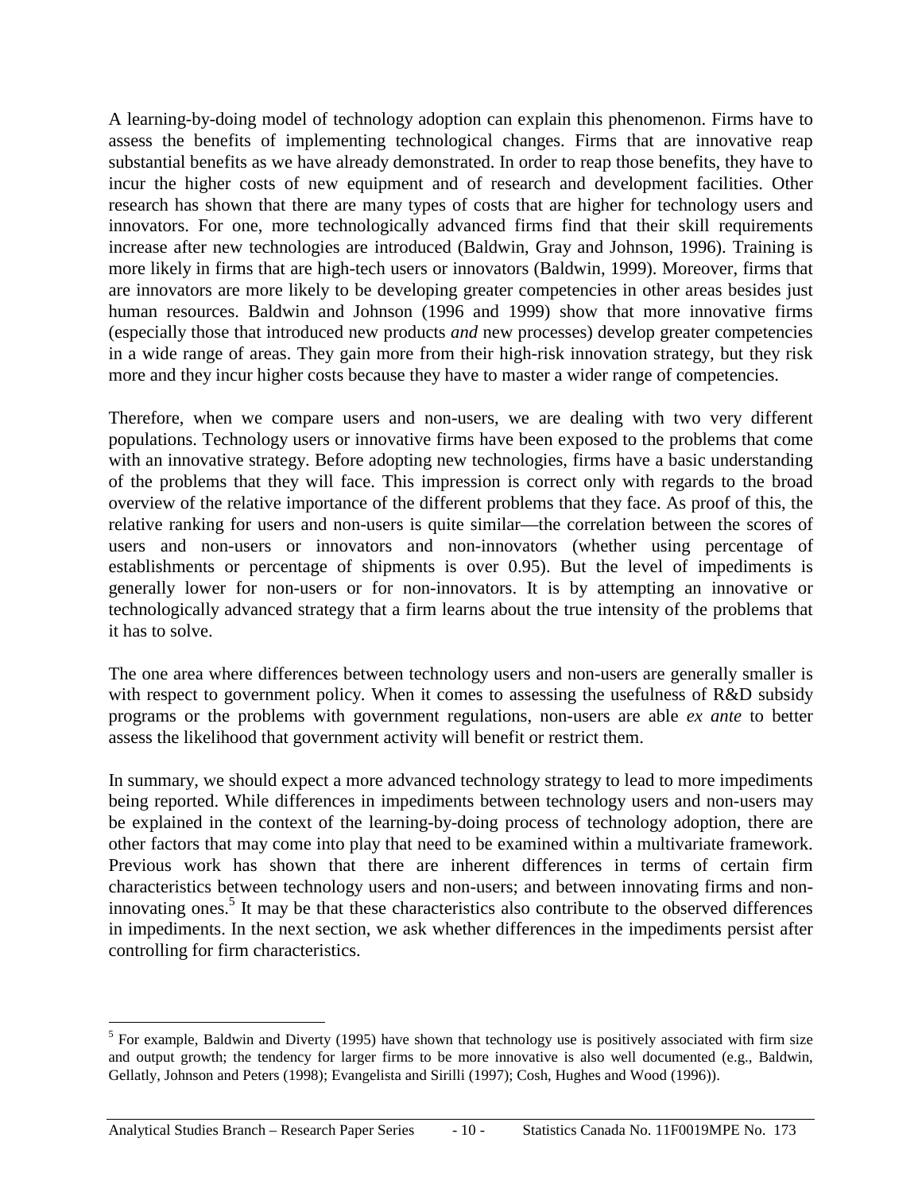A learning-by-doing model of technology adoption can explain this phenomenon. Firms have to assess the benefits of implementing technological changes. Firms that are innovative reap substantial benefits as we have already demonstrated. In order to reap those benefits, they have to incur the higher costs of new equipment and of research and development facilities. Other research has shown that there are many types of costs that are higher for technology users and innovators. For one, more technologically advanced firms find that their skill requirements increase after new technologies are introduced (Baldwin, Gray and Johnson, 1996). Training is more likely in firms that are high-tech users or innovators (Baldwin, 1999). Moreover, firms that are innovators are more likely to be developing greater competencies in other areas besides just human resources. Baldwin and Johnson (1996 and 1999) show that more innovative firms (especially those that introduced new products *and* new processes) develop greater competencies in a wide range of areas. They gain more from their high-risk innovation strategy, but they risk more and they incur higher costs because they have to master a wider range of competencies.

Therefore, when we compare users and non-users, we are dealing with two very different populations. Technology users or innovative firms have been exposed to the problems that come with an innovative strategy. Before adopting new technologies, firms have a basic understanding of the problems that they will face. This impression is correct only with regards to the broad overview of the relative importance of the different problems that they face. As proof of this, the relative ranking for users and non-users is quite similar—the correlation between the scores of users and non-users or innovators and non-innovators (whether using percentage of establishments or percentage of shipments is over 0.95). But the level of impediments is generally lower for non-users or for non-innovators. It is by attempting an innovative or technologically advanced strategy that a firm learns about the true intensity of the problems that it has to solve.

The one area where differences between technology users and non-users are generally smaller is with respect to government policy. When it comes to assessing the usefulness of R&D subsidy programs or the problems with government regulations, non-users are able *ex ante* to better assess the likelihood that government activity will benefit or restrict them.

In summary, we should expect a more advanced technology strategy to lead to more impediments being reported. While differences in impediments between technology users and non-users may be explained in the context of the learning-by-doing process of technology adoption, there are other factors that may come into play that need to be examined within a multivariate framework. Previous work has shown that there are inherent differences in terms of certain firm characteristics between technology users and non-users; and between innovating firms and non-innovating ones.[5] It may be that these characteristics also contribute to the observed differences in impediments. In the next section, we ask whether differences in the impediments persist after controlling for firm characteristics.

[5] For example, Baldwin and Diverty (1995) have shown that technology use is positively associated with firm size and output growth; the tendency for larger firms to be more innovative is also well documented (e.g., Baldwin, Gellatly, Johnson and Peters (1998); Evangelista and Sirilli (1997); Cosh, Hughes and Wood (1996)).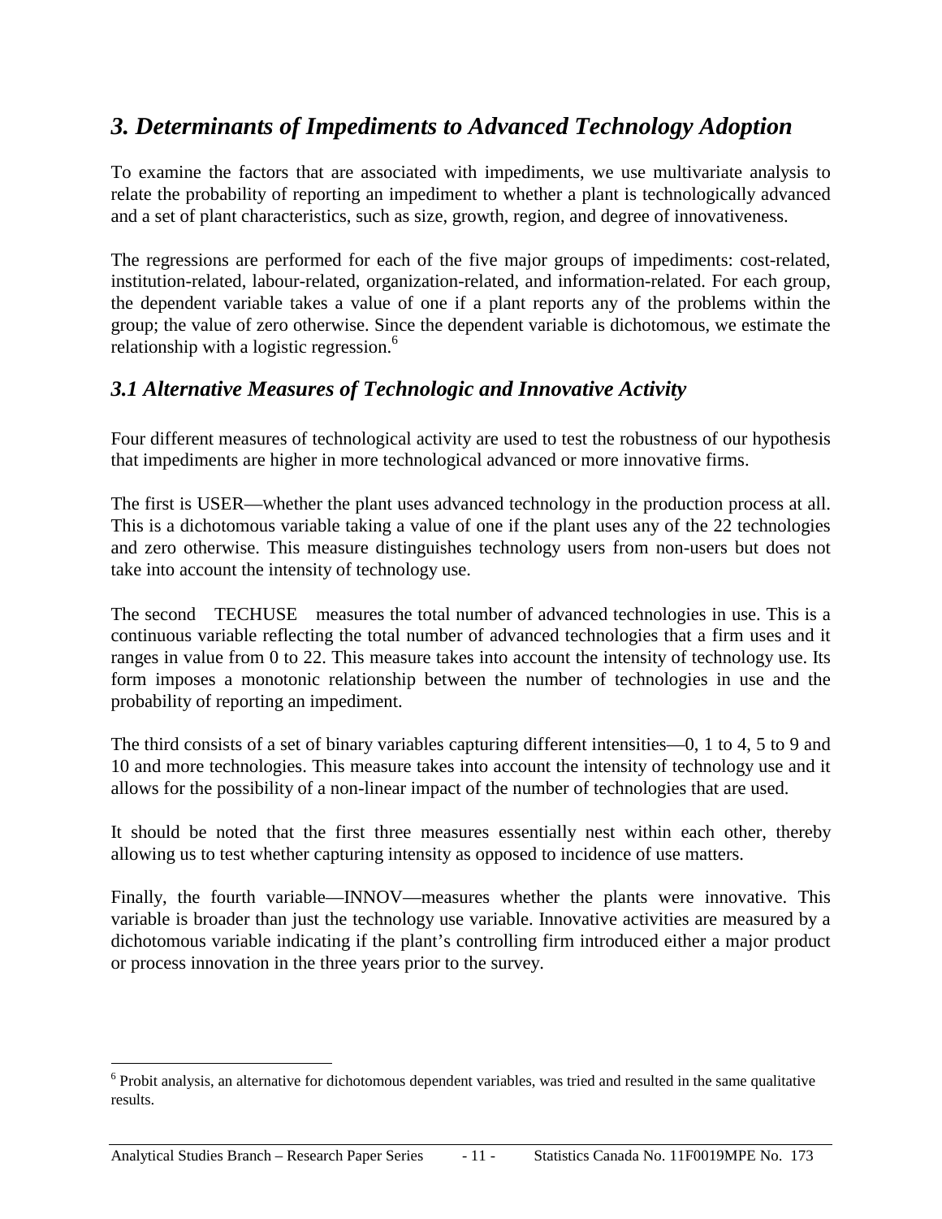## *3. Determinants of Impediments to Advanced Technology Adoption*

To examine the factors that are associated with impediments, we use multivariate analysis to relate the probability of reporting an impediment to whether a plant is technologically advanced and a set of plant characteristics, such as size, growth, region, and degree of innovativeness.

The regressions are performed for each of the five major groups of impediments: cost-related, institution-related, labour-related, organization-related, and information-related. For each group, the dependent variable takes a value of one if a plant reports any of the problems within the group; the value of zero otherwise. Since the dependent variable is dichotomous, we estimate the relationship with a logistic regression.[6]

### *3.1 Alternative Measures of Technologic and Innovative Activity*

Four different measures of technological activity are used to test the robustness of our hypothesis that impediments are higher in more technological advanced or more innovative firms.

The first is USER—whether the plant uses advanced technology in the production process at all. This is a dichotomous variable taking a value of one if the plant uses any of the 22 technologies and zero otherwise. This measure distinguishes technology users from non-users but does not take into account the intensity of technology use.

The second TECHUSE measures the total number of advanced technologies in use. This is a continuous variable reflecting the total number of advanced technologies that a firm uses and it ranges in value from 0 to 22. This measure takes into account the intensity of technology use. Its form imposes a monotonic relationship between the number of technologies in use and the probability of reporting an impediment.

The third consists of a set of binary variables capturing different intensities—0, 1 to 4, 5 to 9 and 10 and more technologies. This measure takes into account the intensity of technology use and it allows for the possibility of a non-linear impact of the number of technologies that are used.

It should be noted that the first three measures essentially nest within each other, thereby allowing us to test whether capturing intensity as opposed to incidence of use matters.

Finally, the fourth variable—INNOV—measures whether the plants were innovative. This variable is broader than just the technology use variable. Innovative activities are measured by a dichotomous variable indicating if the plant's controlling firm introduced either a major product or process innovation in the three years prior to the survey.

[6] Probit analysis, an alternative for dichotomous dependent variables, was tried and resulted in the same qualitative results.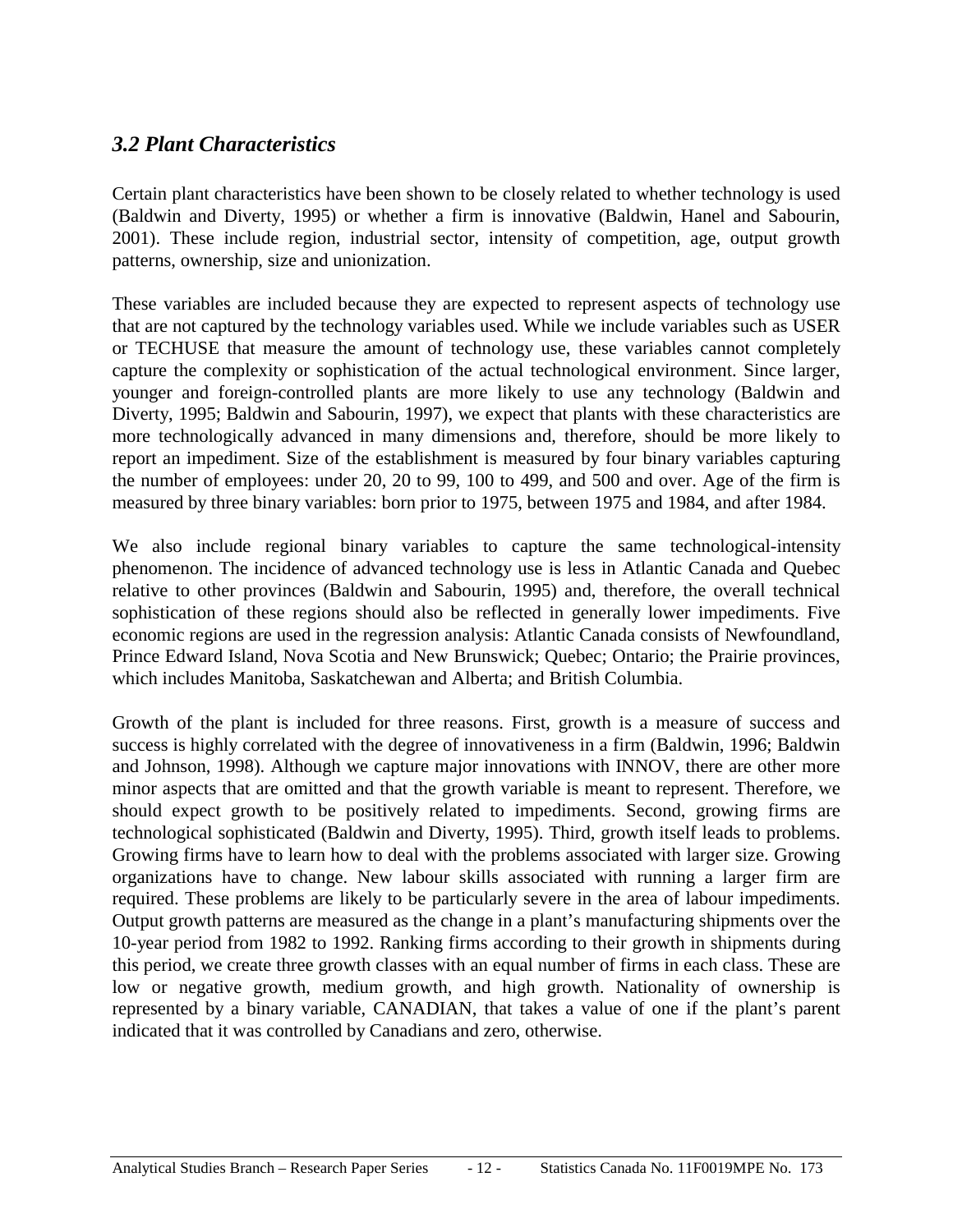### *3.2 Plant Characteristics*

Certain plant characteristics have been shown to be closely related to whether technology is used (Baldwin and Diverty, 1995) or whether a firm is innovative (Baldwin, Hanel and Sabourin, 2001). These include region, industrial sector, intensity of competition, age, output growth patterns, ownership, size and unionization.

These variables are included because they are expected to represent aspects of technology use that are not captured by the technology variables used. While we include variables such as USER or TECHUSE that measure the amount of technology use, these variables cannot completely capture the complexity or sophistication of the actual technological environment. Since larger, younger and foreign-controlled plants are more likely to use any technology (Baldwin and Diverty, 1995; Baldwin and Sabourin, 1997), we expect that plants with these characteristics are more technologically advanced in many dimensions and, therefore, should be more likely to report an impediment. Size of the establishment is measured by four binary variables capturing the number of employees: under 20, 20 to 99, 100 to 499, and 500 and over. Age of the firm is measured by three binary variables: born prior to 1975, between 1975 and 1984, and after 1984.

We also include regional binary variables to capture the same technological-intensity phenomenon. The incidence of advanced technology use is less in Atlantic Canada and Quebec relative to other provinces (Baldwin and Sabourin, 1995) and, therefore, the overall technical sophistication of these regions should also be reflected in generally lower impediments. Five economic regions are used in the regression analysis: Atlantic Canada consists of Newfoundland, Prince Edward Island, Nova Scotia and New Brunswick; Quebec; Ontario; the Prairie provinces, which includes Manitoba, Saskatchewan and Alberta; and British Columbia.

Growth of the plant is included for three reasons. First, growth is a measure of success and success is highly correlated with the degree of innovativeness in a firm (Baldwin, 1996; Baldwin and Johnson, 1998). Although we capture major innovations with INNOV, there are other more minor aspects that are omitted and that the growth variable is meant to represent. Therefore, we should expect growth to be positively related to impediments. Second, growing firms are technological sophisticated (Baldwin and Diverty, 1995). Third, growth itself leads to problems. Growing firms have to learn how to deal with the problems associated with larger size. Growing organizations have to change. New labour skills associated with running a larger firm are required. These problems are likely to be particularly severe in the area of labour impediments. Output growth patterns are measured as the change in a plant's manufacturing shipments over the 10-year period from 1982 to 1992. Ranking firms according to their growth in shipments during this period, we create three growth classes with an equal number of firms in each class. These are low or negative growth, medium growth, and high growth. Nationality of ownership is represented by a binary variable, CANADIAN, that takes a value of one if the plant's parent indicated that it was controlled by Canadians and zero, otherwise.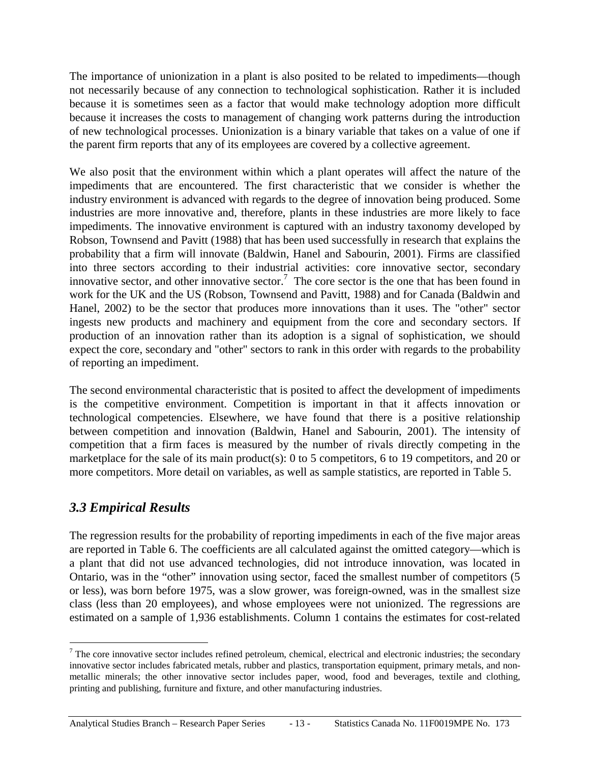The importance of unionization in a plant is also posited to be related to impediments—though not necessarily because of any connection to technological sophistication. Rather it is included because it is sometimes seen as a factor that would make technology adoption more difficult because it increases the costs to management of changing work patterns during the introduction of new technological processes. Unionization is a binary variable that takes on a value of one if the parent firm reports that any of its employees are covered by a collective agreement.

We also posit that the environment within which a plant operates will affect the nature of the impediments that are encountered. The first characteristic that we consider is whether the industry environment is advanced with regards to the degree of innovation being produced. Some industries are more innovative and, therefore, plants in these industries are more likely to face impediments. The innovative environment is captured with an industry taxonomy developed by Robson, Townsend and Pavitt (1988) that has been used successfully in research that explains the probability that a firm will innovate (Baldwin, Hanel and Sabourin, 2001). Firms are classified into three sectors according to their industrial activities: core innovative sector, secondary innovative sector, and other innovative sector.[7] The core sector is the one that has been found in work for the UK and the US (Robson, Townsend and Pavitt, 1988) and for Canada (Baldwin and Hanel, 2002) to be the sector that produces more innovations than it uses. The "other" sector ingests new products and machinery and equipment from the core and secondary sectors. If production of an innovation rather than its adoption is a signal of sophistication, we should expect the core, secondary and "other" sectors to rank in this order with regards to the probability of reporting an impediment.

The second environmental characteristic that is posited to affect the development of impediments is the competitive environment. Competition is important in that it affects innovation or technological competencies. Elsewhere, we have found that there is a positive relationship between competition and innovation (Baldwin, Hanel and Sabourin, 2001). The intensity of competition that a firm faces is measured by the number of rivals directly competing in the marketplace for the sale of its main product(s): 0 to 5 competitors, 6 to 19 competitors, and 20 or more competitors. More detail on variables, as well as sample statistics, are reported in Table 5.

### *3.3 Empirical Results*

The regression results for the probability of reporting impediments in each of the five major areas are reported in Table 6. The coefficients are all calculated against the omitted category—which is a plant that did not use advanced technologies, did not introduce innovation, was located in Ontario, was in the "other" innovation using sector, faced the smallest number of competitors (5 or less), was born before 1975, was a slow grower, was foreign-owned, was in the smallest size class (less than 20 employees), and whose employees were not unionized. The regressions are estimated on a sample of 1,936 establishments. Column 1 contains the estimates for cost-related

---

[7] The core innovative sector includes refined petroleum, chemical, electrical and electronic industries; the secondary innovative sector includes fabricated metals, rubber and plastics, transportation equipment, primary metals, and non-metallic minerals; the other innovative sector includes paper, wood, food and beverages, textile and clothing, printing and publishing, furniture and fixture, and other manufacturing industries.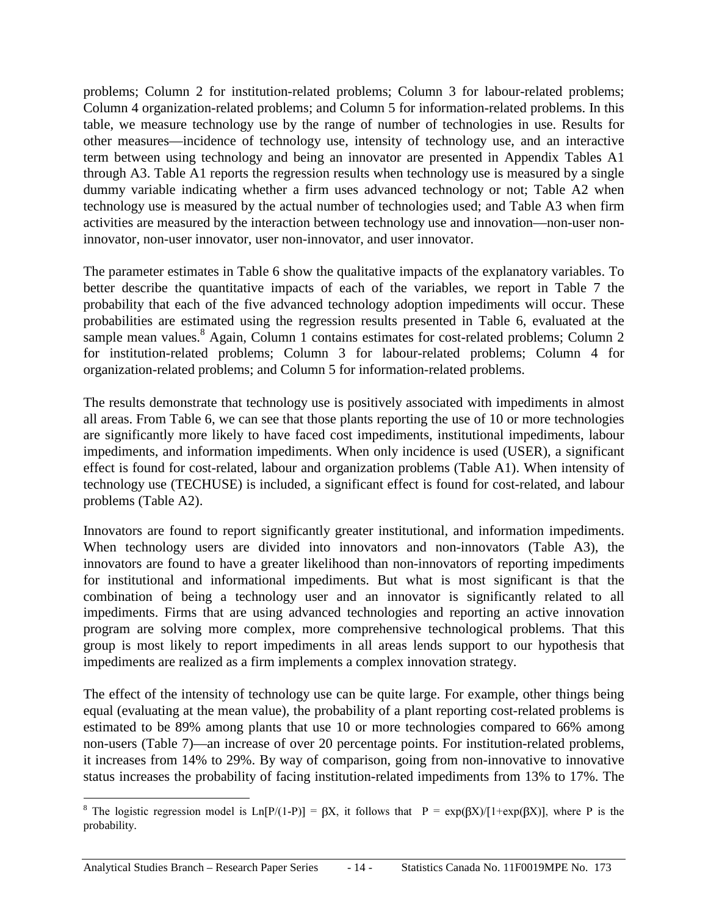problems; Column 2 for institution-related problems; Column 3 for labour-related problems; Column 4 organization-related problems; and Column 5 for information-related problems. In this table, we measure technology use by the range of number of technologies in use. Results for other measures—incidence of technology use, intensity of technology use, and an interactive term between using technology and being an innovator are presented in Appendix Tables A1 through A3. Table A1 reports the regression results when technology use is measured by a single dummy variable indicating whether a firm uses advanced technology or not; Table A2 when technology use is measured by the actual number of technologies used; and Table A3 when firm activities are measured by the interaction between technology use and innovation—non-user non-innovator, non-user innovator, user non-innovator, and user innovator.

The parameter estimates in Table 6 show the qualitative impacts of the explanatory variables. To better describe the quantitative impacts of each of the variables, we report in Table 7 the probability that each of the five advanced technology adoption impediments will occur. These probabilities are estimated using the regression results presented in Table 6, evaluated at the sample mean values.[8] Again, Column 1 contains estimates for cost-related problems; Column 2 for institution-related problems; Column 3 for labour-related problems; Column 4 for organization-related problems; and Column 5 for information-related problems.

The results demonstrate that technology use is positively associated with impediments in almost all areas. From Table 6, we can see that those plants reporting the use of 10 or more technologies are significantly more likely to have faced cost impediments, institutional impediments, labour impediments, and information impediments. When only incidence is used (USER), a significant effect is found for cost-related, labour and organization problems (Table A1). When intensity of technology use (TECHUSE) is included, a significant effect is found for cost-related, and labour problems (Table A2).

Innovators are found to report significantly greater institutional, and information impediments. When technology users are divided into innovators and non-innovators (Table A3), the innovators are found to have a greater likelihood than non-innovators of reporting impediments for institutional and informational impediments. But what is most significant is that the combination of being a technology user and an innovator is significantly related to all impediments. Firms that are using advanced technologies and reporting an active innovation program are solving more complex, more comprehensive technological problems. That this group is most likely to report impediments in all areas lends support to our hypothesis that impediments are realized as a firm implements a complex innovation strategy.

The effect of the intensity of technology use can be quite large. For example, other things being equal (evaluating at the mean value), the probability of a plant reporting cost-related problems is estimated to be 89% among plants that use 10 or more technologies compared to 66% among non-users (Table 7)—an increase of over 20 percentage points. For institution-related problems, it increases from 14% to 29%. By way of comparison, going from non-innovative to innovative status increases the probability of facing institution-related impediments from 13% to 17%. The

[8] The logistic regression model is $\text{Ln}[P/(1-P)] = \beta X$, it follows that $P = \exp(\beta X)/[1+\exp(\beta X)]$, where P is the probability.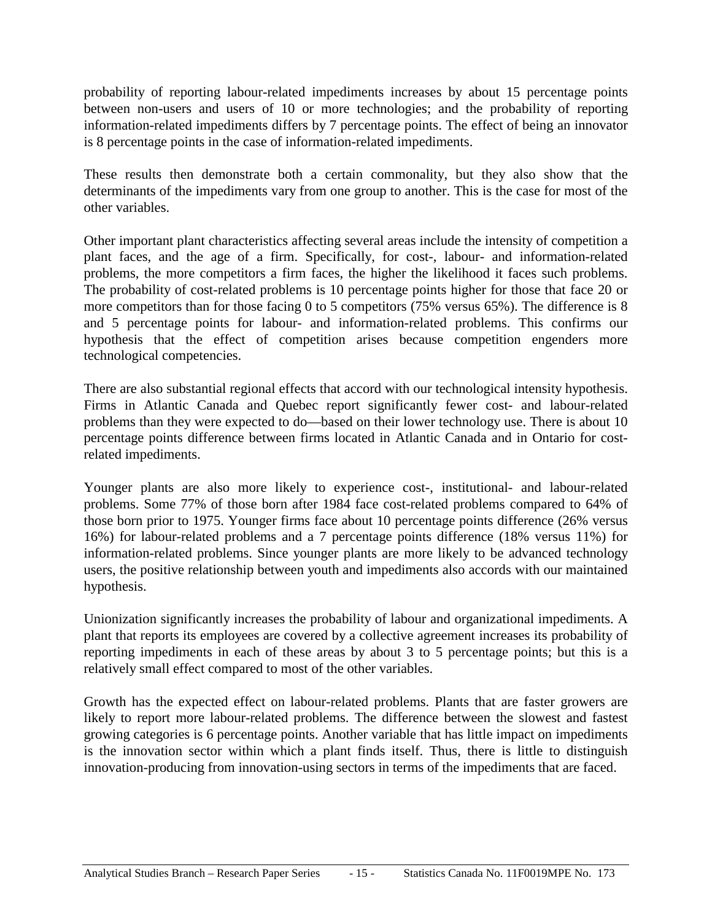probability of reporting labour-related impediments increases by about 15 percentage points between non-users and users of 10 or more technologies; and the probability of reporting information-related impediments differs by 7 percentage points. The effect of being an innovator is 8 percentage points in the case of information-related impediments.

These results then demonstrate both a certain commonality, but they also show that the determinants of the impediments vary from one group to another. This is the case for most of the other variables.

Other important plant characteristics affecting several areas include the intensity of competition a plant faces, and the age of a firm. Specifically, for cost-, labour- and information-related problems, the more competitors a firm faces, the higher the likelihood it faces such problems. The probability of cost-related problems is 10 percentage points higher for those that face 20 or more competitors than for those facing 0 to 5 competitors (75% versus 65%). The difference is 8 and 5 percentage points for labour- and information-related problems. This confirms our hypothesis that the effect of competition arises because competition engenders more technological competencies.

There are also substantial regional effects that accord with our technological intensity hypothesis. Firms in Atlantic Canada and Quebec report significantly fewer cost- and labour-related problems than they were expected to do—based on their lower technology use. There is about 10 percentage points difference between firms located in Atlantic Canada and in Ontario for cost-related impediments.

Younger plants are also more likely to experience cost-, institutional- and labour-related problems. Some 77% of those born after 1984 face cost-related problems compared to 64% of those born prior to 1975. Younger firms face about 10 percentage points difference (26% versus 16%) for labour-related problems and a 7 percentage points difference (18% versus 11%) for information-related problems. Since younger plants are more likely to be advanced technology users, the positive relationship between youth and impediments also accords with our maintained hypothesis.

Unionization significantly increases the probability of labour and organizational impediments. A plant that reports its employees are covered by a collective agreement increases its probability of reporting impediments in each of these areas by about 3 to 5 percentage points; but this is a relatively small effect compared to most of the other variables.

Growth has the expected effect on labour-related problems. Plants that are faster growers are likely to report more labour-related problems. The difference between the slowest and fastest growing categories is 6 percentage points. Another variable that has little impact on impediments is the innovation sector within which a plant finds itself. Thus, there is little to distinguish innovation-producing from innovation-using sectors in terms of the impediments that are faced.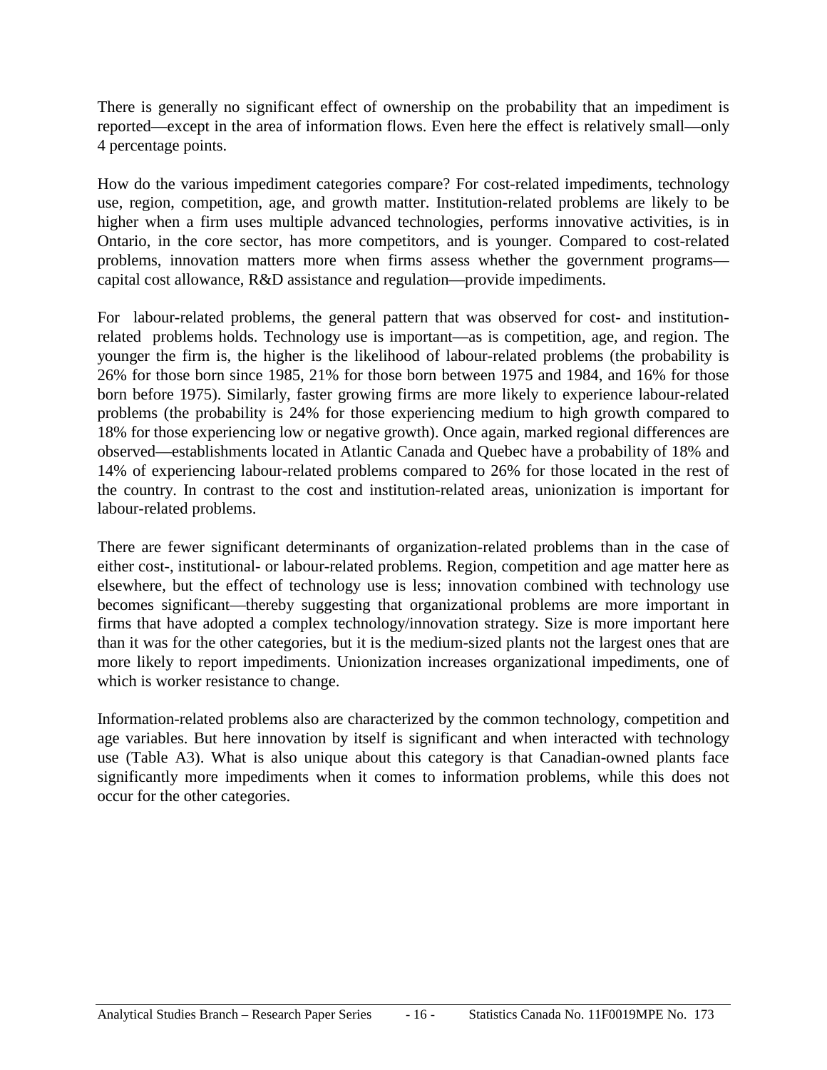There is generally no significant effect of ownership on the probability that an impediment is reported—except in the area of information flows. Even here the effect is relatively small—only 4 percentage points.

How do the various impediment categories compare? For cost-related impediments, technology use, region, competition, age, and growth matter. Institution-related problems are likely to be higher when a firm uses multiple advanced technologies, performs innovative activities, is in Ontario, in the core sector, has more competitors, and is younger. Compared to cost-related problems, innovation matters more when firms assess whether the government programs—capital cost allowance, R&D assistance and regulation—provide impediments.

For labour-related problems, the general pattern that was observed for cost- and institution-related problems holds. Technology use is important—as is competition, age, and region. The younger the firm is, the higher is the likelihood of labour-related problems (the probability is 26% for those born since 1985, 21% for those born between 1975 and 1984, and 16% for those born before 1975). Similarly, faster growing firms are more likely to experience labour-related problems (the probability is 24% for those experiencing medium to high growth compared to 18% for those experiencing low or negative growth). Once again, marked regional differences are observed—establishments located in Atlantic Canada and Quebec have a probability of 18% and 14% of experiencing labour-related problems compared to 26% for those located in the rest of the country. In contrast to the cost and institution-related areas, unionization is important for labour-related problems.

There are fewer significant determinants of organization-related problems than in the case of either cost-, institutional- or labour-related problems. Region, competition and age matter here as elsewhere, but the effect of technology use is less; innovation combined with technology use becomes significant—thereby suggesting that organizational problems are more important in firms that have adopted a complex technology/innovation strategy. Size is more important here than it was for the other categories, but it is the medium-sized plants not the largest ones that are more likely to report impediments. Unionization increases organizational impediments, one of which is worker resistance to change.

Information-related problems also are characterized by the common technology, competition and age variables. But here innovation by itself is significant and when interacted with technology use (Table A3). What is also unique about this category is that Canadian-owned plants face significantly more impediments when it comes to information problems, while this does not occur for the other categories.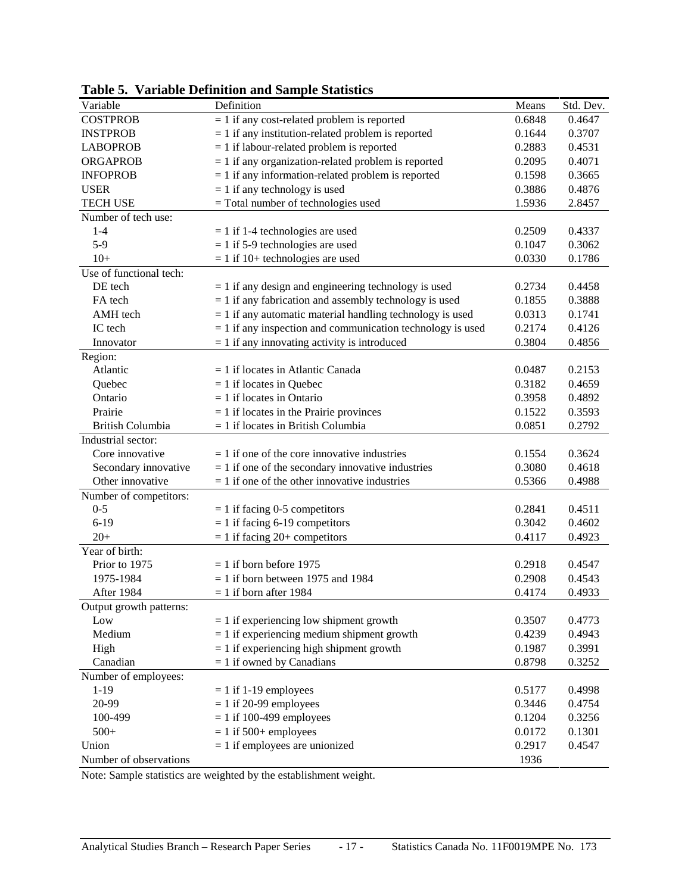**Table 5. Variable Definition and Sample Statistics**

| Variable | Definition | Means | Std. Dev. |
|---|---|---|---|
| COSTPROB | = 1 if any cost-related problem is reported | 0.6848 | 0.4647 |
| INSTPROB | = 1 if any institution-related problem is reported | 0.1644 | 0.3707 |
| LABOPROB | = 1 if labour-related problem is reported | 0.2883 | 0.4531 |
| ORGAPROB | = 1 if any organization-related problem is reported | 0.2095 | 0.4071 |
| INFOPROB | = 1 if any information-related problem is reported | 0.1598 | 0.3665 |
| USER | = 1 if any technology is used | 0.3886 | 0.4876 |
| TECH USE | = Total number of technologies used | 1.5936 | 2.8457 |
| Number of tech use: | | | |
| 1-4 | = 1 if 1-4 technologies are used | 0.2509 | 0.4337 |
| 5-9 | = 1 if 5-9 technologies are used | 0.1047 | 0.3062 |
| 10+ | = 1 if 10+ technologies are used | 0.0330 | 0.1786 |
| Use of functional tech: | | | |
| DE tech | = 1 if any design and engineering technology is used | 0.2734 | 0.4458 |
| FA tech | = 1 if any fabrication and assembly technology is used | 0.1855 | 0.3888 |
| AMH tech | = 1 if any automatic material handling technology is used | 0.0313 | 0.1741 |
| IC tech | = 1 if any inspection and communication technology is used | 0.2174 | 0.4126 |
| Innovator | = 1 if any innovating activity is introduced | 0.3804 | 0.4856 |
| Region: | | | |
| Atlantic | = 1 if locates in Atlantic Canada | 0.0487 | 0.2153 |
| Quebec | = 1 if locates in Quebec | 0.3182 | 0.4659 |
| Ontario | = 1 if locates in Ontario | 0.3958 | 0.4892 |
| Prairie | = 1 if locates in the Prairie provinces | 0.1522 | 0.3593 |
| British Columbia | = 1 if locates in British Columbia | 0.0851 | 0.2792 |
| Industrial sector: | | | |
| Core innovative | = 1 if one of the core innovative industries | 0.1554 | 0.3624 |
| Secondary innovative | = 1 if one of the secondary innovative industries | 0.3080 | 0.4618 |
| Other innovative | = 1 if one of the other innovative industries | 0.5366 | 0.4988 |
| Number of competitors: | | | |
| 0-5 | = 1 if facing 0-5 competitors | 0.2841 | 0.4511 |
| 6-19 | = 1 if facing 6-19 competitors | 0.3042 | 0.4602 |
| 20+ | = 1 if facing 20+ competitors | 0.4117 | 0.4923 |
| Year of birth: | | | |
| Prior to 1975 | = 1 if born before 1975 | 0.2918 | 0.4547 |
| 1975-1984 | = 1 if born between 1975 and 1984 | 0.2908 | 0.4543 |
| After 1984 | = 1 if born after 1984 | 0.4174 | 0.4933 |
| Output growth patterns: | | | |
| Low | = 1 if experiencing low shipment growth | 0.3507 | 0.4773 |
| Medium | = 1 if experiencing medium shipment growth | 0.4239 | 0.4943 |
| High | = 1 if experiencing high shipment growth | 0.1987 | 0.3991 |
| Canadian | = 1 if owned by Canadians | 0.8798 | 0.3252 |
| Number of employees: | | | |
| 1-19 | = 1 if 1-19 employees | 0.5177 | 0.4998 |
| 20-99 | = 1 if 20-99 employees | 0.3446 | 0.4754 |
| 100-499 | = 1 if 100-499 employees | 0.1204 | 0.3256 |
| 500+ | = 1 if 500+ employees | 0.0172 | 0.1301 |
| Union | = 1 if employees are unionized | 0.2917 | 0.4547 |
| Number of observations | | 1936 | |

Note: Sample statistics are weighted by the establishment weight.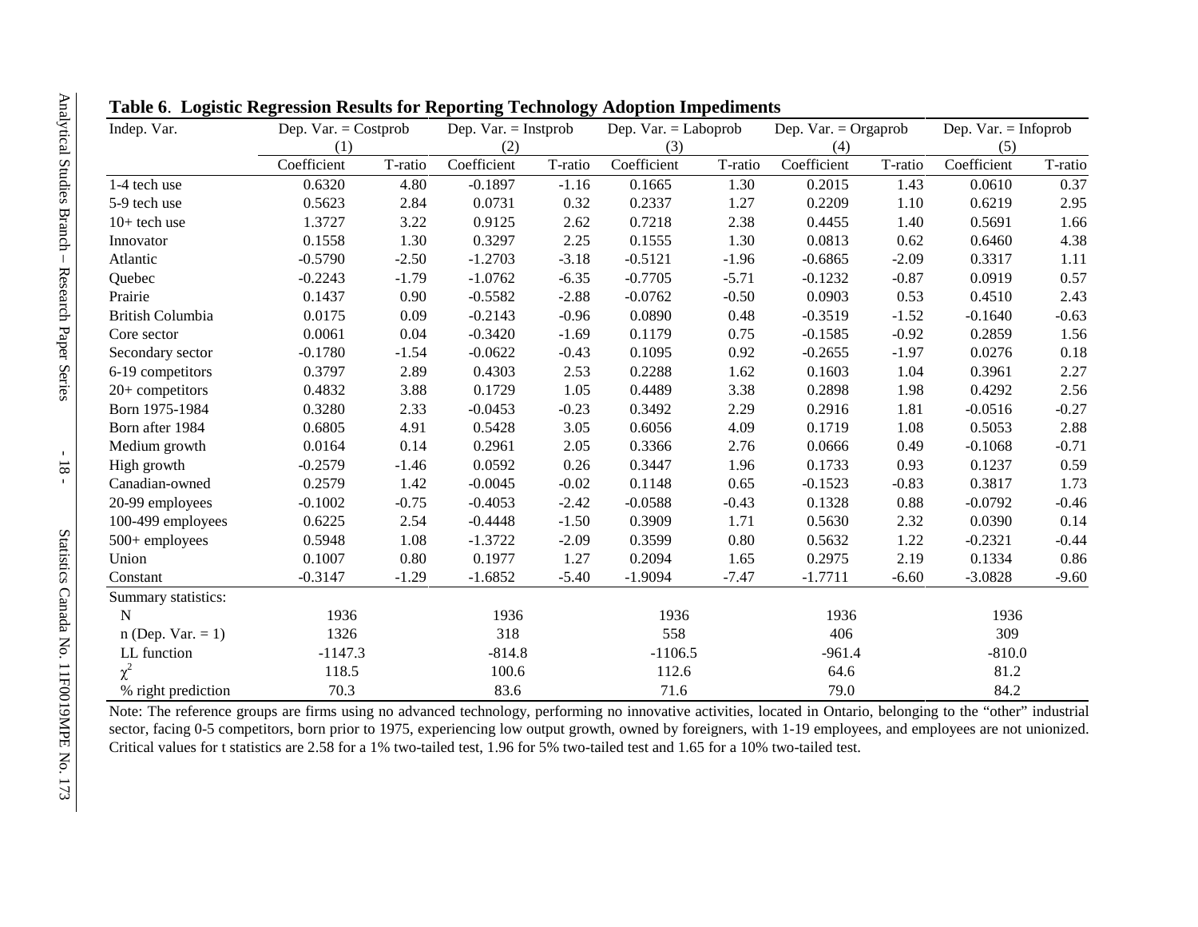**Table 6. Logistic Regression Results for Reporting Technology Adoption Impediments**

| Indep. Var. | Dep. Var. = Costprob (1) | | Dep. Var. = Instprob (2) | | Dep. Var. = Laboprob (3) | | Dep. Var. = Orgaprob (4) | | Dep. Var. = Infoprob (5) | |
|---|---|---|---|---|---|---|---|---|---|---|
| | Coefficient | T-ratio | Coefficient | T-ratio | Coefficient | T-ratio | Coefficient | T-ratio | Coefficient | T-ratio |
| 1-4 tech use | 0.6320 | 4.80 | -0.1897 | -1.16 | 0.1665 | 1.30 | 0.2015 | 1.43 | 0.0610 | 0.37 |
| 5-9 tech use | 0.5623 | 2.84 | 0.0731 | 0.32 | 0.2337 | 1.27 | 0.2209 | 1.10 | 0.6219 | 2.95 |
| 10+ tech use | 1.3727 | 3.22 | 0.9125 | 2.62 | 0.7218 | 2.38 | 0.4455 | 1.40 | 0.5691 | 1.66 |
| Innovator | 0.1558 | 1.30 | 0.3297 | 2.25 | 0.1555 | 1.30 | 0.0813 | 0.62 | 0.6460 | 4.38 |
| Atlantic | -0.5790 | -2.50 | -1.2703 | -3.18 | -0.5121 | -1.96 | -0.6865 | -2.09 | 0.3317 | 1.11 |
| Quebec | -0.2243 | -1.79 | -1.0762 | -6.35 | -0.7705 | -5.71 | -0.1232 | -0.87 | 0.0919 | 0.57 |
| Prairie | 0.1437 | 0.90 | -0.5582 | -2.88 | -0.0762 | -0.50 | 0.0903 | 0.53 | 0.4510 | 2.43 |
| British Columbia | 0.0175 | 0.09 | -0.2143 | -0.96 | 0.0890 | 0.48 | -0.3519 | -1.52 | -0.1640 | -0.63 |
| Core sector | 0.0061 | 0.04 | -0.3420 | -1.69 | 0.1179 | 0.75 | -0.1585 | -0.92 | 0.2859 | 1.56 |
| Secondary sector | -0.1780 | -1.54 | -0.0622 | -0.43 | 0.1095 | 0.92 | -0.2655 | -1.97 | 0.0276 | 0.18 |
| 6-19 competitors | 0.3797 | 2.89 | 0.4303 | 2.53 | 0.2288 | 1.62 | 0.1603 | 1.04 | 0.3961 | 2.27 |
| 20+ competitors | 0.4832 | 3.88 | 0.1729 | 1.05 | 0.4489 | 3.38 | 0.2898 | 1.98 | 0.4292 | 2.56 |
| Born 1975-1984 | 0.3280 | 2.33 | -0.0453 | -0.23 | 0.3492 | 2.29 | 0.2916 | 1.81 | -0.0516 | -0.27 |
| Born after 1984 | 0.6805 | 4.91 | 0.5428 | 3.05 | 0.6056 | 4.09 | 0.1719 | 1.08 | 0.5053 | 2.88 |
| Medium growth | 0.0164 | 0.14 | 0.2961 | 2.05 | 0.3366 | 2.76 | 0.0666 | 0.49 | -0.1068 | -0.71 |
| High growth | -0.2579 | -1.46 | 0.0592 | 0.26 | 0.3447 | 1.96 | 0.1733 | 0.93 | 0.1237 | 0.59 |
| Canadian-owned | 0.2579 | 1.42 | -0.0045 | -0.02 | 0.1148 | 0.65 | -0.1523 | -0.83 | 0.3817 | 1.73 |
| 20-99 employees | -0.1002 | -0.75 | -0.4053 | -2.42 | -0.0588 | -0.43 | 0.1328 | 0.88 | -0.0792 | -0.46 |
| 100-499 employees | 0.6225 | 2.54 | -0.4448 | -1.50 | 0.3909 | 1.71 | 0.5630 | 2.32 | 0.0390 | 0.14 |
| 500+ employees | 0.5948 | 1.08 | -1.3722 | -2.09 | 0.3599 | 0.80 | 0.5632 | 1.22 | -0.2321 | -0.44 |
| Union | 0.1007 | 0.80 | 0.1977 | 1.27 | 0.2094 | 1.65 | 0.2975 | 2.19 | 0.1334 | 0.86 |
| Constant | -0.3147 | -1.29 | -1.6852 | -5.40 | -1.9094 | -7.47 | -1.7711 | -6.60 | -3.0828 | -9.60 |
| Summary statistics: | | | | | | | | | | |
| N | 1936 | | 1936 | | 1936 | | 1936 | | 1936 | |
| n (Dep. Var. = 1) | 1326 | | 318 | | 558 | | 406 | | 309 | |
| LL function | -1147.3 | | -814.8 | | -1106.5 | | -961.4 | | -810.0 | |
| $\chi^2$ | 118.5 | | 100.6 | | 112.6 | | 64.6 | | 81.2 | |
| % right prediction | 70.3 | | 83.6 | | 71.6 | | 79.0 | | 84.2 | |

Note: The reference groups are firms using no advanced technology, performing no innovative activities, located in Ontario, belonging to the "other" industrial sector, facing 0-5 competitors, born prior to 1975, experiencing low output growth, owned by foreigners, with 1-19 employees, and employees are not unionized. Critical values for t statistics are 2.58 for a 1% two-tailed test, 1.96 for 5% two-tailed test and 1.65 for a 10% two-tailed test.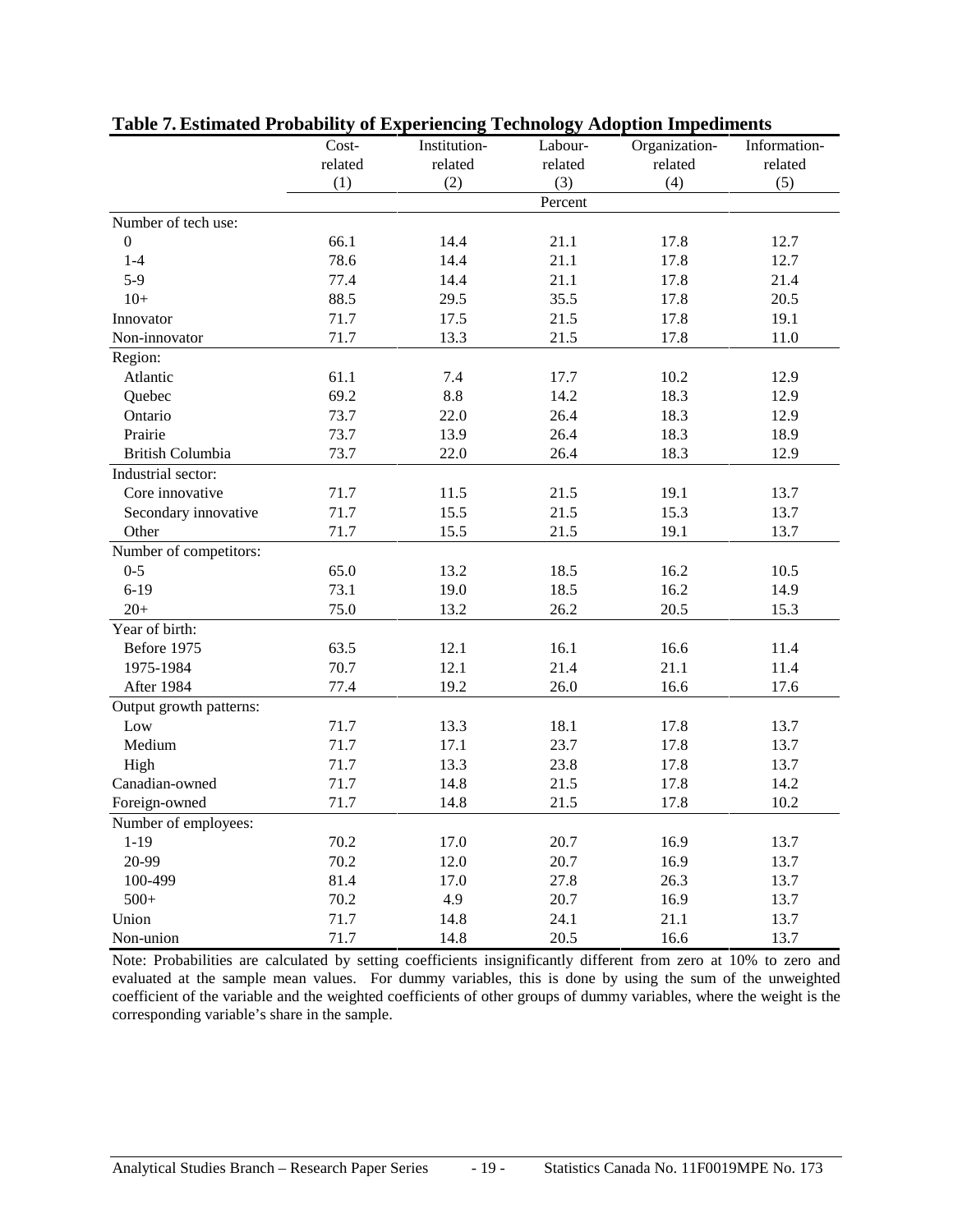**Table 7. Estimated Probability of Experiencing Technology Adoption Impediments**

| | Cost-related (1) | Institution-related (2) | Labour-related (3) | Organization-related (4) | Information-related (5) |
|---|---|---|---|---|---|
| | | | Percent | | |
| Number of tech use: | | | | | |
| 0 | 66.1 | 14.4 | 21.1 | 17.8 | 12.7 |
| 1-4 | 78.6 | 14.4 | 21.1 | 17.8 | 12.7 |
| 5-9 | 77.4 | 14.4 | 21.1 | 17.8 | 21.4 |
| 10+ | 88.5 | 29.5 | 35.5 | 17.8 | 20.5 |
| Innovator | 71.7 | 17.5 | 21.5 | 17.8 | 19.1 |
| Non-innovator | 71.7 | 13.3 | 21.5 | 17.8 | 11.0 |
| Region: | | | | | |
| Atlantic | 61.1 | 7.4 | 17.7 | 10.2 | 12.9 |
| Quebec | 69.2 | 8.8 | 14.2 | 18.3 | 12.9 |
| Ontario | 73.7 | 22.0 | 26.4 | 18.3 | 12.9 |
| Prairie | 73.7 | 13.9 | 26.4 | 18.3 | 18.9 |
| British Columbia | 73.7 | 22.0 | 26.4 | 18.3 | 12.9 |
| Industrial sector: | | | | | |
| Core innovative | 71.7 | 11.5 | 21.5 | 19.1 | 13.7 |
| Secondary innovative | 71.7 | 15.5 | 21.5 | 15.3 | 13.7 |
| Other | 71.7 | 15.5 | 21.5 | 19.1 | 13.7 |
| Number of competitors: | | | | | |
| 0-5 | 65.0 | 13.2 | 18.5 | 16.2 | 10.5 |
| 6-19 | 73.1 | 19.0 | 18.5 | 16.2 | 14.9 |
| 20+ | 75.0 | 13.2 | 26.2 | 20.5 | 15.3 |
| Year of birth: | | | | | |
| Before 1975 | 63.5 | 12.1 | 16.1 | 16.6 | 11.4 |
| 1975-1984 | 70.7 | 12.1 | 21.4 | 21.1 | 11.4 |
| After 1984 | 77.4 | 19.2 | 26.0 | 16.6 | 17.6 |
| Output growth patterns: | | | | | |
| Low | 71.7 | 13.3 | 18.1 | 17.8 | 13.7 |
| Medium | 71.7 | 17.1 | 23.7 | 17.8 | 13.7 |
| High | 71.7 | 13.3 | 23.8 | 17.8 | 13.7 |
| Canadian-owned | 71.7 | 14.8 | 21.5 | 17.8 | 14.2 |
| Foreign-owned | 71.7 | 14.8 | 21.5 | 17.8 | 10.2 |
| Number of employees: | | | | | |
| 1-19 | 70.2 | 17.0 | 20.7 | 16.9 | 13.7 |
| 20-99 | 70.2 | 12.0 | 20.7 | 16.9 | 13.7 |
| 100-499 | 81.4 | 17.0 | 27.8 | 26.3 | 13.7 |
| 500+ | 70.2 | 4.9 | 20.7 | 16.9 | 13.7 |
| Union | 71.7 | 14.8 | 24.1 | 21.1 | 13.7 |
| Non-union | 71.7 | 14.8 | 20.5 | 16.6 | 13.7 |

Note: Probabilities are calculated by setting coefficients insignificantly different from zero at 10% to zero and evaluated at the sample mean values. For dummy variables, this is done by using the sum of the unweighted coefficient of the variable and the weighted coefficients of other groups of dummy variables, where the weight is the corresponding variable's share in the sample.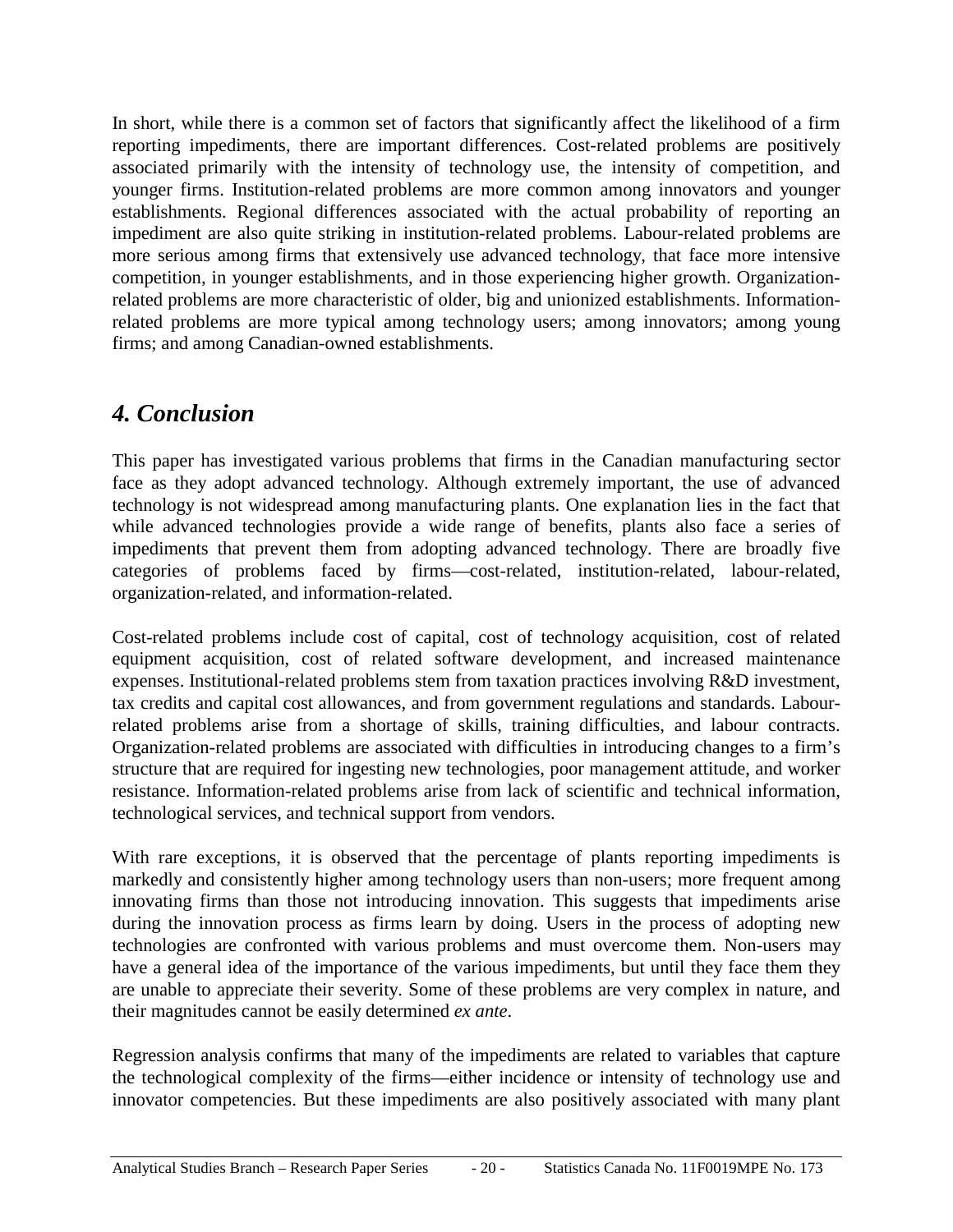In short, while there is a common set of factors that significantly affect the likelihood of a firm reporting impediments, there are important differences. Cost-related problems are positively associated primarily with the intensity of technology use, the intensity of competition, and younger firms. Institution-related problems are more common among innovators and younger establishments. Regional differences associated with the actual probability of reporting an impediment are also quite striking in institution-related problems. Labour-related problems are more serious among firms that extensively use advanced technology, that face more intensive competition, in younger establishments, and in those experiencing higher growth. Organization-related problems are more characteristic of older, big and unionized establishments. Information-related problems are more typical among technology users; among innovators; among young firms; and among Canadian-owned establishments.

## *4. Conclusion*

This paper has investigated various problems that firms in the Canadian manufacturing sector face as they adopt advanced technology. Although extremely important, the use of advanced technology is not widespread among manufacturing plants. One explanation lies in the fact that while advanced technologies provide a wide range of benefits, plants also face a series of impediments that prevent them from adopting advanced technology. There are broadly five categories of problems faced by firms—cost-related, institution-related, labour-related, organization-related, and information-related.

Cost-related problems include cost of capital, cost of technology acquisition, cost of related equipment acquisition, cost of related software development, and increased maintenance expenses. Institutional-related problems stem from taxation practices involving R&D investment, tax credits and capital cost allowances, and from government regulations and standards. Labour-related problems arise from a shortage of skills, training difficulties, and labour contracts. Organization-related problems are associated with difficulties in introducing changes to a firm's structure that are required for ingesting new technologies, poor management attitude, and worker resistance. Information-related problems arise from lack of scientific and technical information, technological services, and technical support from vendors.

With rare exceptions, it is observed that the percentage of plants reporting impediments is markedly and consistently higher among technology users than non-users; more frequent among innovating firms than those not introducing innovation. This suggests that impediments arise during the innovation process as firms learn by doing. Users in the process of adopting new technologies are confronted with various problems and must overcome them. Non-users may have a general idea of the importance of the various impediments, but until they face them they are unable to appreciate their severity. Some of these problems are very complex in nature, and their magnitudes cannot be easily determined *ex ante*.

Regression analysis confirms that many of the impediments are related to variables that capture the technological complexity of the firms—either incidence or intensity of technology use and innovator competencies. But these impediments are also positively associated with many plant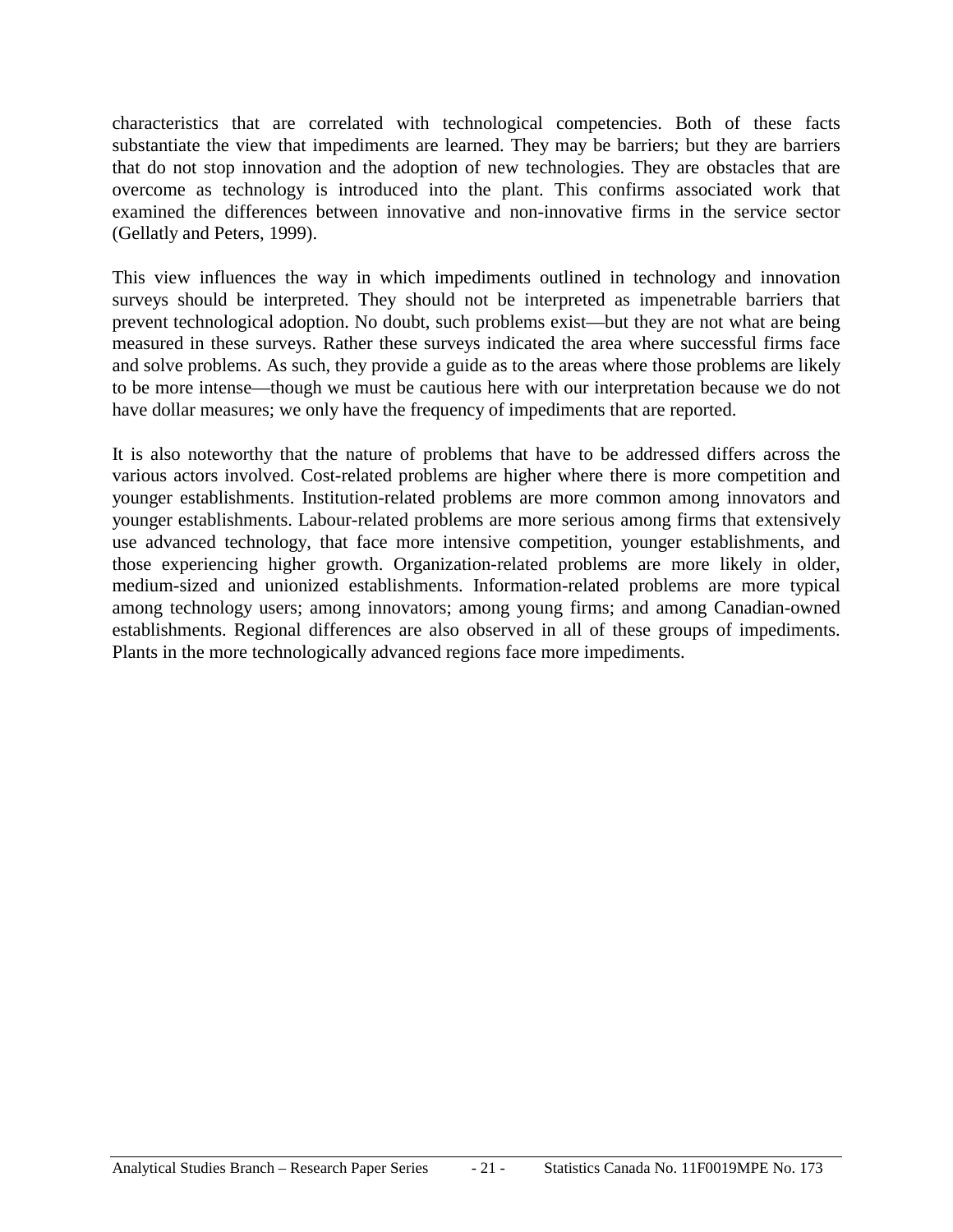characteristics that are correlated with technological competencies. Both of these facts substantiate the view that impediments are learned. They may be barriers; but they are barriers that do not stop innovation and the adoption of new technologies. They are obstacles that are overcome as technology is introduced into the plant. This confirms associated work that examined the differences between innovative and non-innovative firms in the service sector (Gellatly and Peters, 1999).

This view influences the way in which impediments outlined in technology and innovation surveys should be interpreted. They should not be interpreted as impenetrable barriers that prevent technological adoption. No doubt, such problems exist—but they are not what are being measured in these surveys. Rather these surveys indicated the area where successful firms face and solve problems. As such, they provide a guide as to the areas where those problems are likely to be more intense—though we must be cautious here with our interpretation because we do not have dollar measures; we only have the frequency of impediments that are reported.

It is also noteworthy that the nature of problems that have to be addressed differs across the various actors involved. Cost-related problems are higher where there is more competition and younger establishments. Institution-related problems are more common among innovators and younger establishments. Labour-related problems are more serious among firms that extensively use advanced technology, that face more intensive competition, younger establishments, and those experiencing higher growth. Organization-related problems are more likely in older, medium-sized and unionized establishments. Information-related problems are more typical among technology users; among innovators; among young firms; and among Canadian-owned establishments. Regional differences are also observed in all of these groups of impediments. Plants in the more technologically advanced regions face more impediments.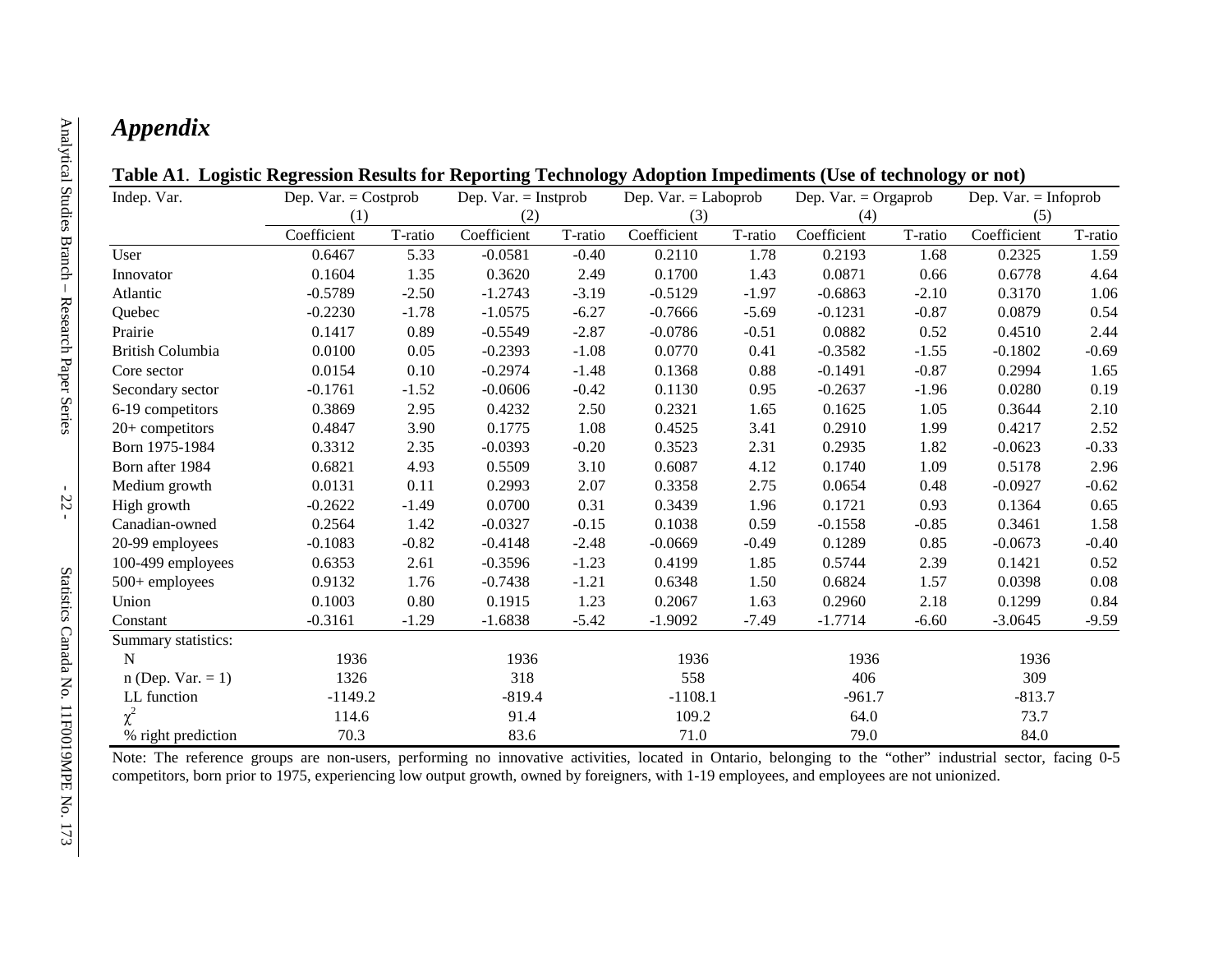## *Appendix*

**Table A1. Logistic Regression Results for Reporting Technology Adoption Impediments (Use of technology or not)**

| Indep. Var. | Dep. Var. = Costprob (1) | | Dep. Var. = Instprob (2) | | Dep. Var. = Laboprob (3) | | Dep. Var. = Orgaprob (4) | | Dep. Var. = Infoprob (5) | |
|---|---|---|---|---|---|---|---|---|---|---|
| | Coefficient | T-ratio | Coefficient | T-ratio | Coefficient | T-ratio | Coefficient | T-ratio | Coefficient | T-ratio |
| User | 0.6467 | 5.33 | -0.0581 | -0.40 | 0.2110 | 1.78 | 0.2193 | 1.68 | 0.2325 | 1.59 |
| Innovator | 0.1604 | 1.35 | 0.3620 | 2.49 | 0.1700 | 1.43 | 0.0871 | 0.66 | 0.6778 | 4.64 |
| Atlantic | -0.5789 | -2.50 | -1.2743 | -3.19 | -0.5129 | -1.97 | -0.6863 | -2.10 | 0.3170 | 1.06 |
| Quebec | -0.2230 | -1.78 | -1.0575 | -6.27 | -0.7666 | -5.69 | -0.1231 | -0.87 | 0.0879 | 0.54 |
| Prairie | 0.1417 | 0.89 | -0.5549 | -2.87 | -0.0786 | -0.51 | 0.0882 | 0.52 | 0.4510 | 2.44 |
| British Columbia | 0.0100 | 0.05 | -0.2393 | -1.08 | 0.0770 | 0.41 | -0.3582 | -1.55 | -0.1802 | -0.69 |
| Core sector | 0.0154 | 0.10 | -0.2974 | -1.48 | 0.1368 | 0.88 | -0.1491 | -0.87 | 0.2994 | 1.65 |
| Secondary sector | -0.1761 | -1.52 | -0.0606 | -0.42 | 0.1130 | 0.95 | -0.2637 | -1.96 | 0.0280 | 0.19 |
| 6-19 competitors | 0.3869 | 2.95 | 0.4232 | 2.50 | 0.2321 | 1.65 | 0.1625 | 1.05 | 0.3644 | 2.10 |
| 20+ competitors | 0.4847 | 3.90 | 0.1775 | 1.08 | 0.4525 | 3.41 | 0.2910 | 1.99 | 0.4217 | 2.52 |
| Born 1975-1984 | 0.3312 | 2.35 | -0.0393 | -0.20 | 0.3523 | 2.31 | 0.2935 | 1.82 | -0.0623 | -0.33 |
| Born after 1984 | 0.6821 | 4.93 | 0.5509 | 3.10 | 0.6087 | 4.12 | 0.1740 | 1.09 | 0.5178 | 2.96 |
| Medium growth | 0.0131 | 0.11 | 0.2993 | 2.07 | 0.3358 | 2.75 | 0.0654 | 0.48 | -0.0927 | -0.62 |
| High growth | -0.2622 | -1.49 | 0.0700 | 0.31 | 0.3439 | 1.96 | 0.1721 | 0.93 | 0.1364 | 0.65 |
| Canadian-owned | 0.2564 | 1.42 | -0.0327 | -0.15 | 0.1038 | 0.59 | -0.1558 | -0.85 | 0.3461 | 1.58 |
| 20-99 employees | -0.1083 | -0.82 | -0.4148 | -2.48 | -0.0669 | -0.49 | 0.1289 | 0.85 | -0.0673 | -0.40 |
| 100-499 employees | 0.6353 | 2.61 | -0.3596 | -1.23 | 0.4199 | 1.85 | 0.5744 | 2.39 | 0.1421 | 0.52 |
| 500+ employees | 0.9132 | 1.76 | -0.7438 | -1.21 | 0.6348 | 1.50 | 0.6824 | 1.57 | 0.0398 | 0.08 |
| Union | 0.1003 | 0.80 | 0.1915 | 1.23 | 0.2067 | 1.63 | 0.2960 | 2.18 | 0.1299 | 0.84 |
| Constant | -0.3161 | -1.29 | -1.6838 | -5.42 | -1.9092 | -7.49 | -1.7714 | -6.60 | -3.0645 | -9.59 |
| Summary statistics: | | | | | | | | | | |
| N | 1936 | | 1936 | | 1936 | | 1936 | | 1936 | |
| n (Dep. Var. = 1) | 1326 | | 318 | | 558 | | 406 | | 309 | |
| LL function | -1149.2 | | -819.4 | | -1108.1 | | -961.7 | | -813.7 | |
| $\chi^2$ | 114.6 | | 91.4 | | 109.2 | | 64.0 | | 73.7 | |
| % right prediction | 70.3 | | 83.6 | | 71.0 | | 79.0 | | 84.0 | |

Note: The reference groups are non-users, performing no innovative activities, located in Ontario, belonging to the "other" industrial sector, facing 0-5 competitors, born prior to 1975, experiencing low output growth, owned by foreigners, with 1-19 employees, and employees are not unionized.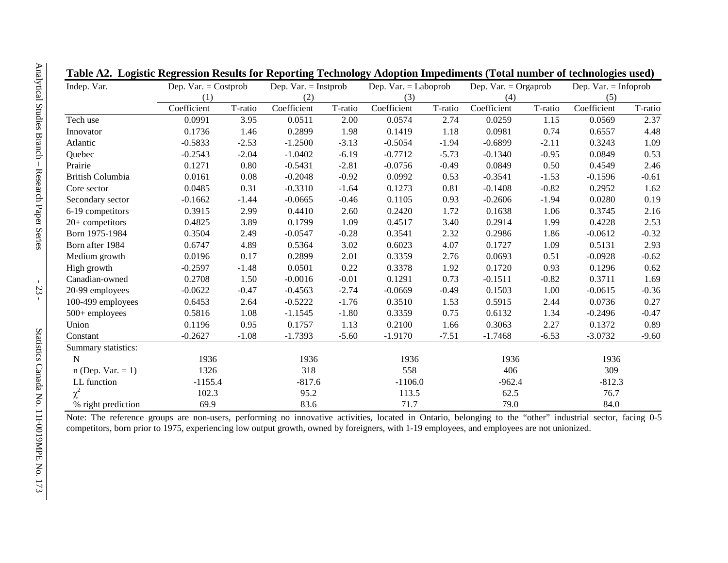**Table A2. Logistic Regression Results for Reporting Technology Adoption Impediments (Total number of technologies used)**

| Indep. Var. | Dep. Var. = Costprob (1) | | Dep. Var. = Instprob (2) | | Dep. Var. = Laboprob (3) | | Dep. Var. = Orgaprob (4) | | Dep. Var. = Infoprob (5) | |
|---|---|---|---|---|---|---|---|---|---|---|
| | Coefficient | T-ratio | Coefficient | T-ratio | Coefficient | T-ratio | Coefficient | T-ratio | Coefficient | T-ratio |
| Tech use | 0.0991 | 3.95 | 0.0511 | 2.00 | 0.0574 | 2.74 | 0.0259 | 1.15 | 0.0569 | 2.37 |
| Innovator | 0.1736 | 1.46 | 0.2899 | 1.98 | 0.1419 | 1.18 | 0.0981 | 0.74 | 0.6557 | 4.48 |
| Atlantic | -0.5833 | -2.53 | -1.2500 | -3.13 | -0.5054 | -1.94 | -0.6899 | -2.11 | 0.3243 | 1.09 |
| Quebec | -0.2543 | -2.04 | -1.0402 | -6.19 | -0.7712 | -5.73 | -0.1340 | -0.95 | 0.0849 | 0.53 |
| Prairie | 0.1271 | 0.80 | -0.5431 | -2.81 | -0.0756 | -0.49 | 0.0849 | 0.50 | 0.4549 | 2.46 |
| British Columbia | 0.0161 | 0.08 | -0.2048 | -0.92 | 0.0992 | 0.53 | -0.3541 | -1.53 | -0.1596 | -0.61 |
| Core sector | 0.0485 | 0.31 | -0.3310 | -1.64 | 0.1273 | 0.81 | -0.1408 | -0.82 | 0.2952 | 1.62 |
| Secondary sector | -0.1662 | -1.44 | -0.0665 | -0.46 | 0.1105 | 0.93 | -0.2606 | -1.94 | 0.0280 | 0.19 |
| 6-19 competitors | 0.3915 | 2.99 | 0.4410 | 2.60 | 0.2420 | 1.72 | 0.1638 | 1.06 | 0.3745 | 2.16 |
| 20+ competitors | 0.4825 | 3.89 | 0.1799 | 1.09 | 0.4517 | 3.40 | 0.2914 | 1.99 | 0.4228 | 2.53 |
| Born 1975-1984 | 0.3504 | 2.49 | -0.0547 | -0.28 | 0.3541 | 2.32 | 0.2986 | 1.86 | -0.0612 | -0.32 |
| Born after 1984 | 0.6747 | 4.89 | 0.5364 | 3.02 | 0.6023 | 4.07 | 0.1727 | 1.09 | 0.5131 | 2.93 |
| Medium growth | 0.0196 | 0.17 | 0.2899 | 2.01 | 0.3359 | 2.76 | 0.0693 | 0.51 | -0.0928 | -0.62 |
| High growth | -0.2597 | -1.48 | 0.0501 | 0.22 | 0.3378 | 1.92 | 0.1720 | 0.93 | 0.1296 | 0.62 |
| Canadian-owned | 0.2708 | 1.50 | -0.0016 | -0.01 | 0.1291 | 0.73 | -0.1511 | -0.82 | 0.3711 | 1.69 |
| 20-99 employees | -0.0622 | -0.47 | -0.4563 | -2.74 | -0.0669 | -0.49 | 0.1503 | 1.00 | -0.0615 | -0.36 |
| 100-499 employees | 0.6453 | 2.64 | -0.5222 | -1.76 | 0.3510 | 1.53 | 0.5915 | 2.44 | 0.0736 | 0.27 |
| 500+ employees | 0.5816 | 1.08 | -1.1545 | -1.80 | 0.3359 | 0.75 | 0.6132 | 1.34 | -0.2496 | -0.47 |
| Union | 0.1196 | 0.95 | 0.1757 | 1.13 | 0.2100 | 1.66 | 0.3063 | 2.27 | 0.1372 | 0.89 |
| Constant | -0.2627 | -1.08 | -1.7393 | -5.60 | -1.9170 | -7.51 | -1.7468 | -6.53 | -3.0732 | -9.60 |
| Summary statistics: | | | | | | | | | | |
| N | 1936 | | 1936 | | 1936 | | 1936 | | 1936 | |
| n (Dep. Var. = 1) | 1326 | | 318 | | 558 | | 406 | | 309 | |
| LL function | -1155.4 | | -817.6 | | -1106.0 | | -962.4 | | -812.3 | |
| $\chi^2$ | 102.3 | | 95.2 | | 113.5 | | 62.5 | | 76.7 | |
| % right prediction | 69.9 | | 83.6 | | 71.7 | | 79.0 | | 84.0 | |

Note: The reference groups are non-users, performing no innovative activities, located in Ontario, belonging to the "other" industrial sector, facing 0-5 competitors, born prior to 1975, experiencing low output growth, owned by foreigners, with 1-19 employees, and employees are not unionized.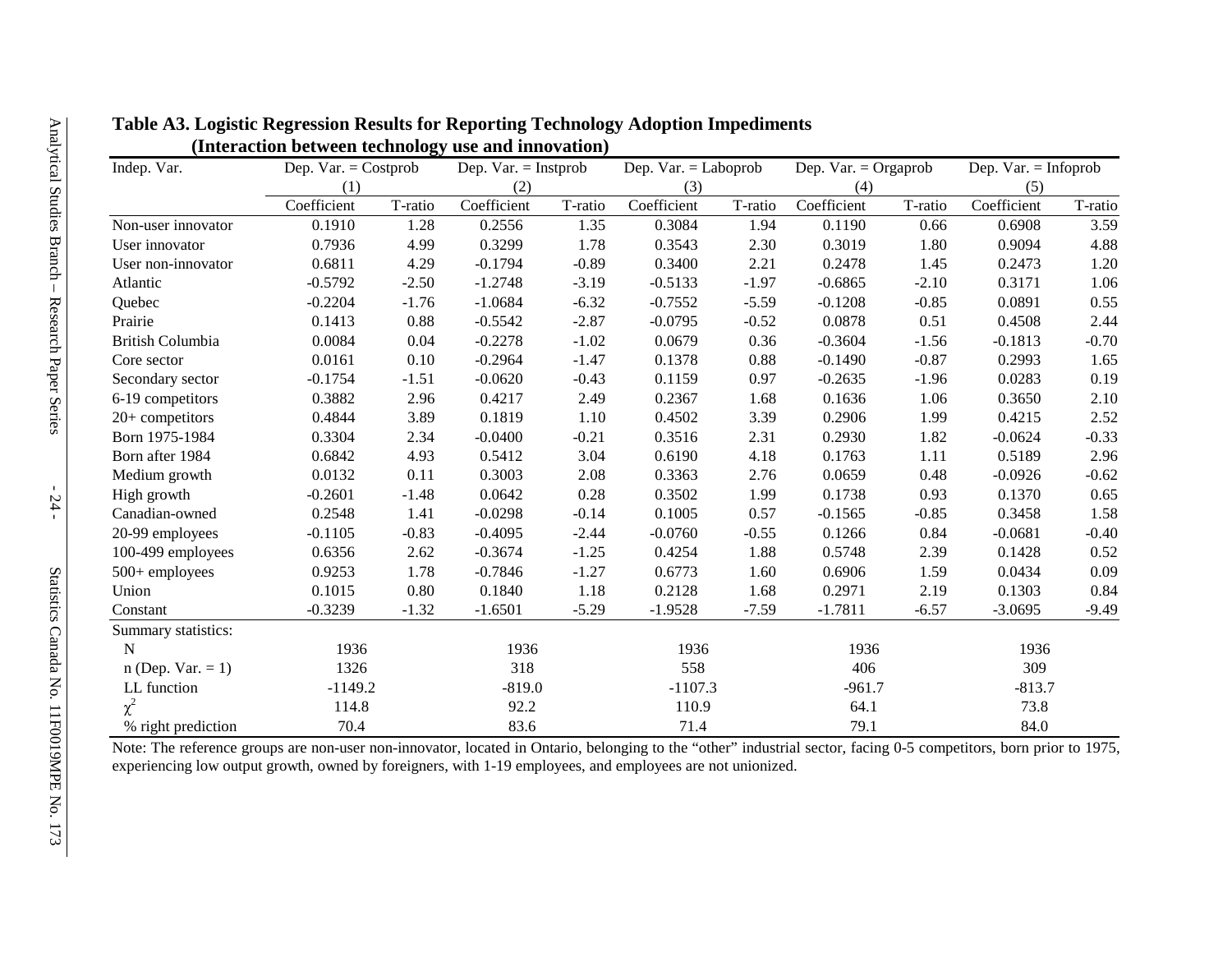**Table A3. Logistic Regression Results for Reporting Technology Adoption Impediments (Interaction between technology use and innovation)**

| Indep. Var. | Dep. Var. = Costprob | | Dep. Var. = Instprob | | Dep. Var. = Laboprob | | Dep. Var. = Orgaprob | | Dep. Var. = Infoprob | |
|---|---|---|---|---|---|---|---|---|---|---|
| | (1) | | (2) | | (3) | | (4) | | (5) | |
| | Coefficient | T-ratio | Coefficient | T-ratio | Coefficient | T-ratio | Coefficient | T-ratio | Coefficient | T-ratio |
| Non-user innovator | 0.1910 | 1.28 | 0.2556 | 1.35 | 0.3084 | 1.94 | 0.1190 | 0.66 | 0.6908 | 3.59 |
| User innovator | 0.7936 | 4.99 | 0.3299 | 1.78 | 0.3543 | 2.30 | 0.3019 | 1.80 | 0.9094 | 4.88 |
| User non-innovator | 0.6811 | 4.29 | -0.1794 | -0.89 | 0.3400 | 2.21 | 0.2478 | 1.45 | 0.2473 | 1.20 |
| Atlantic | -0.5792 | -2.50 | -1.2748 | -3.19 | -0.5133 | -1.97 | -0.6865 | -2.10 | 0.3171 | 1.06 |
| Quebec | -0.2204 | -1.76 | -1.0684 | -6.32 | -0.7552 | -5.59 | -0.1208 | -0.85 | 0.0891 | 0.55 |
| Prairie | 0.1413 | 0.88 | -0.5542 | -2.87 | -0.0795 | -0.52 | 0.0878 | 0.51 | 0.4508 | 2.44 |
| British Columbia | 0.0084 | 0.04 | -0.2278 | -1.02 | 0.0679 | 0.36 | -0.3604 | -1.56 | -0.1813 | -0.70 |
| Core sector | 0.0161 | 0.10 | -0.2964 | -1.47 | 0.1378 | 0.88 | -0.1490 | -0.87 | 0.2993 | 1.65 |
| Secondary sector | -0.1754 | -1.51 | -0.0620 | -0.43 | 0.1159 | 0.97 | -0.2635 | -1.96 | 0.0283 | 0.19 |
| 6-19 competitors | 0.3882 | 2.96 | 0.4217 | 2.49 | 0.2367 | 1.68 | 0.1636 | 1.06 | 0.3650 | 2.10 |
| 20+ competitors | 0.4844 | 3.89 | 0.1819 | 1.10 | 0.4502 | 3.39 | 0.2906 | 1.99 | 0.4215 | 2.52 |
| Born 1975-1984 | 0.3304 | 2.34 | -0.0400 | -0.21 | 0.3516 | 2.31 | 0.2930 | 1.82 | -0.0624 | -0.33 |
| Born after 1984 | 0.6842 | 4.93 | 0.5412 | 3.04 | 0.6190 | 4.18 | 0.1763 | 1.11 | 0.5189 | 2.96 |
| Medium growth | 0.0132 | 0.11 | 0.3003 | 2.08 | 0.3363 | 2.76 | 0.0659 | 0.48 | -0.0926 | -0.62 |
| High growth | -0.2601 | -1.48 | 0.0642 | 0.28 | 0.3502 | 1.99 | 0.1738 | 0.93 | 0.1370 | 0.65 |
| Canadian-owned | 0.2548 | 1.41 | -0.0298 | -0.14 | 0.1005 | 0.57 | -0.1565 | -0.85 | 0.3458 | 1.58 |
| 20-99 employees | -0.1105 | -0.83 | -0.4095 | -2.44 | -0.0760 | -0.55 | 0.1266 | 0.84 | -0.0681 | -0.40 |
| 100-499 employees | 0.6356 | 2.62 | -0.3674 | -1.25 | 0.4254 | 1.88 | 0.5748 | 2.39 | 0.1428 | 0.52 |
| 500+ employees | 0.9253 | 1.78 | -0.7846 | -1.27 | 0.6773 | 1.60 | 0.6906 | 1.59 | 0.0434 | 0.09 |
| Union | 0.1015 | 0.80 | 0.1840 | 1.18 | 0.2128 | 1.68 | 0.2971 | 2.19 | 0.1303 | 0.84 |
| Constant | -0.3239 | -1.32 | -1.6501 | -5.29 | -1.9528 | -7.59 | -1.7811 | -6.57 | -3.0695 | -9.49 |
| Summary statistics: | | | | | | | | | | |
| N | 1936 | | 1936 | | 1936 | | 1936 | | 1936 | |
| n (Dep. Var. = 1) | 1326 | | 318 | | 558 | | 406 | | 309 | |
| LL function | -1149.2 | | -819.0 | | -1107.3 | | -961.7 | | -813.7 | |
| $\chi^2$ | 114.8 | | 92.2 | | 110.9 | | 64.1 | | 73.8 | |
| % right prediction | 70.4 | | 83.6 | | 71.4 | | 79.1 | | 84.0 | |

Note: The reference groups are non-user non-innovator, located in Ontario, belonging to the "other" industrial sector, facing 0-5 competitors, born prior to 1975, experiencing low output growth, owned by foreigners, with 1-19 employees, and employees are not unionized.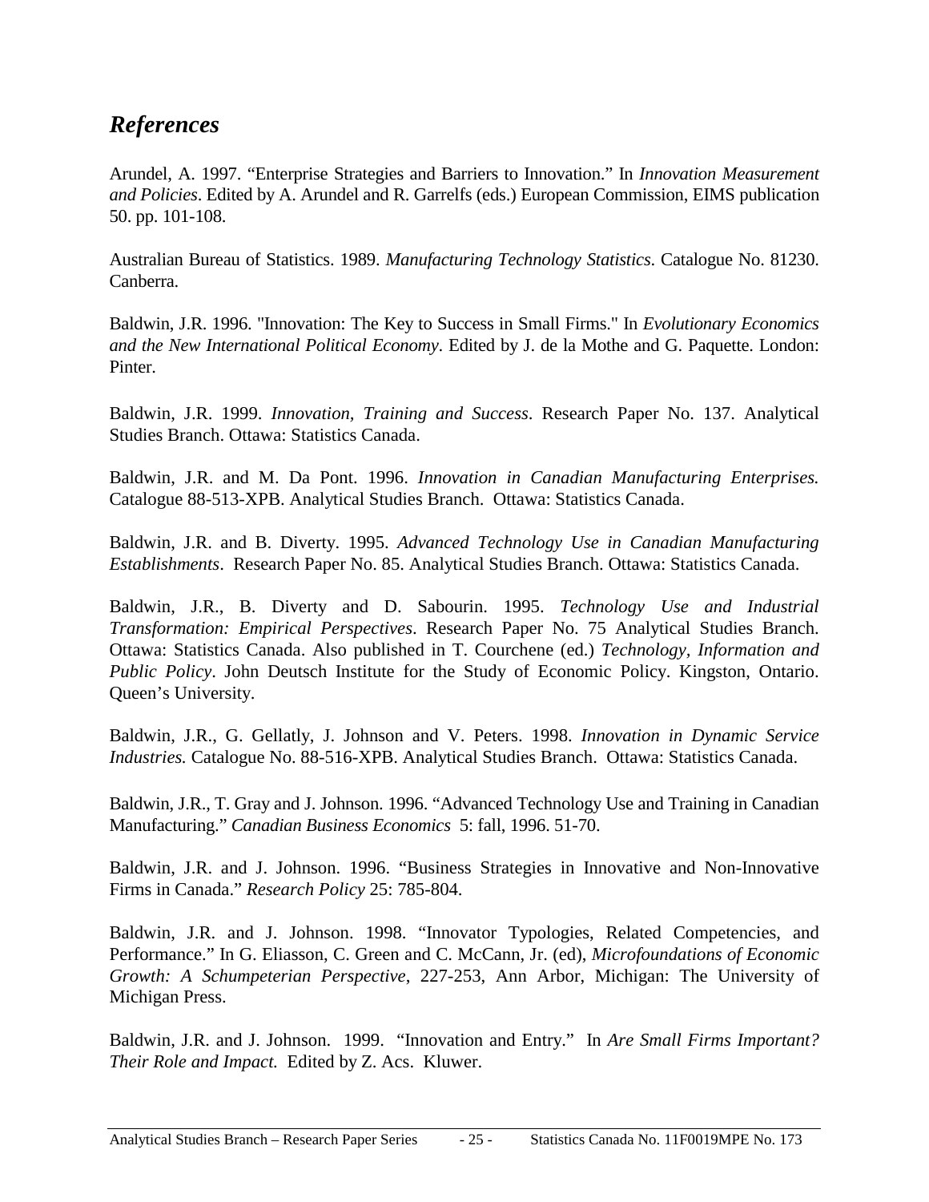## *References*

Arundel, A. 1997. "Enterprise Strategies and Barriers to Innovation." In *Innovation Measurement and Policies*. Edited by A. Arundel and R. Garrelfs (eds.) European Commission, EIMS publication 50. pp. 101-108.

Australian Bureau of Statistics. 1989. *Manufacturing Technology Statistics*. Catalogue No. 81230. Canberra.

Baldwin, J.R. 1996. "Innovation: The Key to Success in Small Firms." In *Evolutionary Economics and the New International Political Economy*. Edited by J. de la Mothe and G. Paquette. London: Pinter.

Baldwin, J.R. 1999. *Innovation, Training and Success*. Research Paper No. 137. Analytical Studies Branch. Ottawa: Statistics Canada.

Baldwin, J.R. and M. Da Pont. 1996. *Innovation in Canadian Manufacturing Enterprises.* Catalogue 88-513-XPB. Analytical Studies Branch. Ottawa: Statistics Canada.

Baldwin, J.R. and B. Diverty. 1995. *Advanced Technology Use in Canadian Manufacturing Establishments*. Research Paper No. 85. Analytical Studies Branch. Ottawa: Statistics Canada.

Baldwin, J.R., B. Diverty and D. Sabourin. 1995. *Technology Use and Industrial Transformation: Empirical Perspectives*. Research Paper No. 75 Analytical Studies Branch. Ottawa: Statistics Canada. Also published in T. Courchene (ed.) *Technology, Information and Public Policy*. John Deutsch Institute for the Study of Economic Policy. Kingston, Ontario. Queen's University.

Baldwin, J.R., G. Gellatly, J. Johnson and V. Peters. 1998. *Innovation in Dynamic Service Industries.* Catalogue No. 88-516-XPB. Analytical Studies Branch. Ottawa: Statistics Canada.

Baldwin, J.R., T. Gray and J. Johnson. 1996. "Advanced Technology Use and Training in Canadian Manufacturing." *Canadian Business Economics* 5: fall, 1996. 51-70.

Baldwin, J.R. and J. Johnson. 1996. "Business Strategies in Innovative and Non-Innovative Firms in Canada." *Research Policy* 25: 785-804.

Baldwin, J.R. and J. Johnson. 1998. "Innovator Typologies, Related Competencies, and Performance." In G. Eliasson, C. Green and C. McCann, Jr. (ed), *Microfoundations of Economic Growth: A Schumpeterian Perspective*, 227-253, Ann Arbor, Michigan: The University of Michigan Press.

Baldwin, J.R. and J. Johnson. 1999. "Innovation and Entry." In *Are Small Firms Important? Their Role and Impact.* Edited by Z. Acs. Kluwer.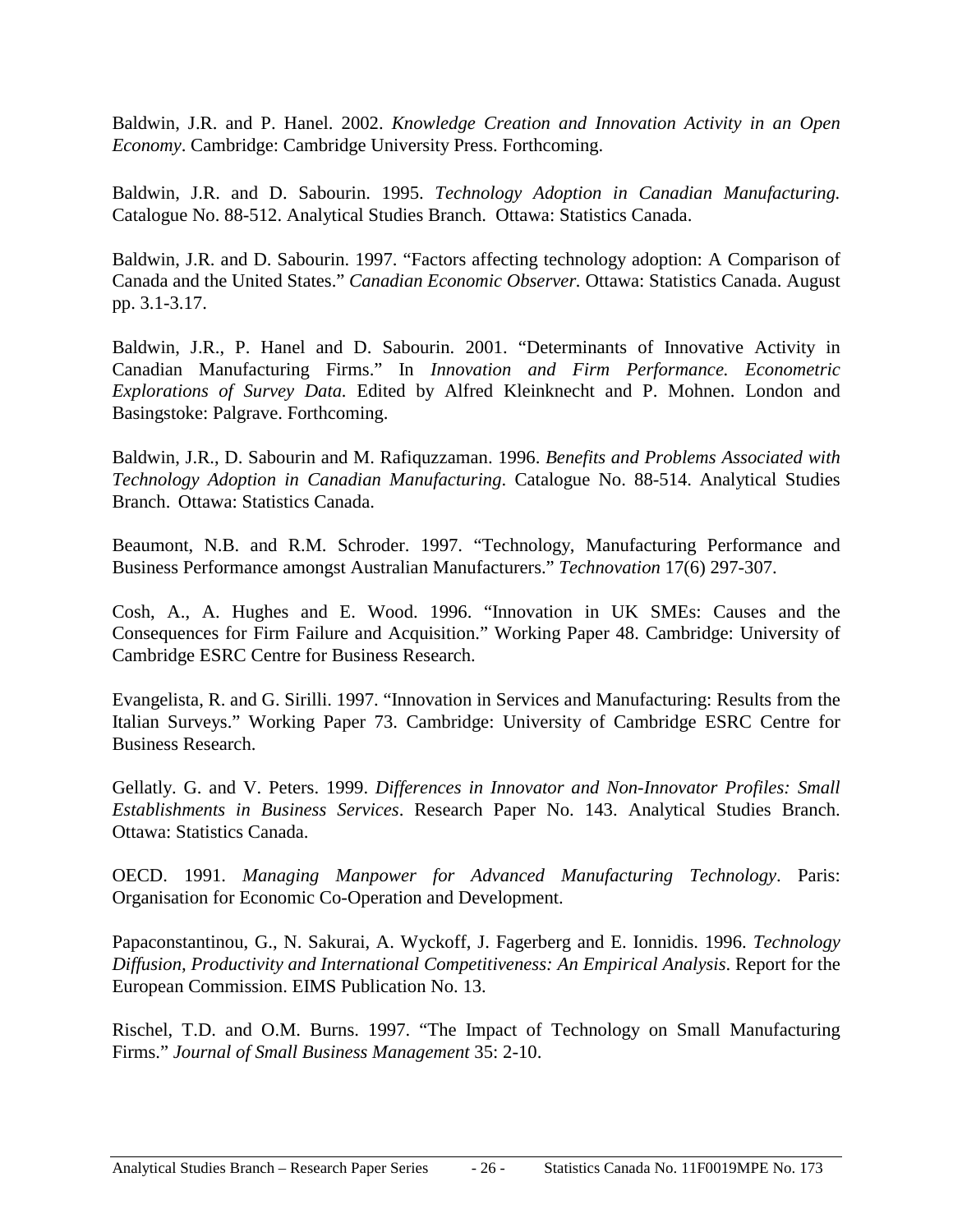Baldwin, J.R. and P. Hanel. 2002. *Knowledge Creation and Innovation Activity in an Open Economy*. Cambridge: Cambridge University Press. Forthcoming.

Baldwin, J.R. and D. Sabourin. 1995. *Technology Adoption in Canadian Manufacturing.* Catalogue No. 88-512. Analytical Studies Branch. Ottawa: Statistics Canada.

Baldwin, J.R. and D. Sabourin. 1997. "Factors affecting technology adoption: A Comparison of Canada and the United States." *Canadian Economic Observer.* Ottawa: Statistics Canada. August pp. 3.1-3.17.

Baldwin, J.R., P. Hanel and D. Sabourin. 2001. "Determinants of Innovative Activity in Canadian Manufacturing Firms." In *Innovation and Firm Performance. Econometric Explorations of Survey Data.* Edited by Alfred Kleinknecht and P. Mohnen. London and Basingstoke: Palgrave. Forthcoming.

Baldwin, J.R., D. Sabourin and M. Rafiquzzaman. 1996. *Benefits and Problems Associated with Technology Adoption in Canadian Manufacturing*. Catalogue No. 88-514. Analytical Studies Branch. Ottawa: Statistics Canada.

Beaumont, N.B. and R.M. Schroder. 1997. "Technology, Manufacturing Performance and Business Performance amongst Australian Manufacturers." *Technovation* 17(6) 297-307.

Cosh, A., A. Hughes and E. Wood. 1996. "Innovation in UK SMEs: Causes and the Consequences for Firm Failure and Acquisition." Working Paper 48. Cambridge: University of Cambridge ESRC Centre for Business Research.

Evangelista, R. and G. Sirilli. 1997. "Innovation in Services and Manufacturing: Results from the Italian Surveys." Working Paper 73. Cambridge: University of Cambridge ESRC Centre for Business Research.

Gellatly. G. and V. Peters. 1999. *Differences in Innovator and Non-Innovator Profiles: Small Establishments in Business Services*. Research Paper No. 143. Analytical Studies Branch. Ottawa: Statistics Canada.

OECD. 1991. *Managing Manpower for Advanced Manufacturing Technology*. Paris: Organisation for Economic Co-Operation and Development.

Papaconstantinou, G., N. Sakurai, A. Wyckoff, J. Fagerberg and E. Ionnidis. 1996. *Technology Diffusion, Productivity and International Competitiveness: An Empirical Analysis*. Report for the European Commission. EIMS Publication No. 13.

Rischel, T.D. and O.M. Burns. 1997. "The Impact of Technology on Small Manufacturing Firms." *Journal of Small Business Management* 35: 2-10.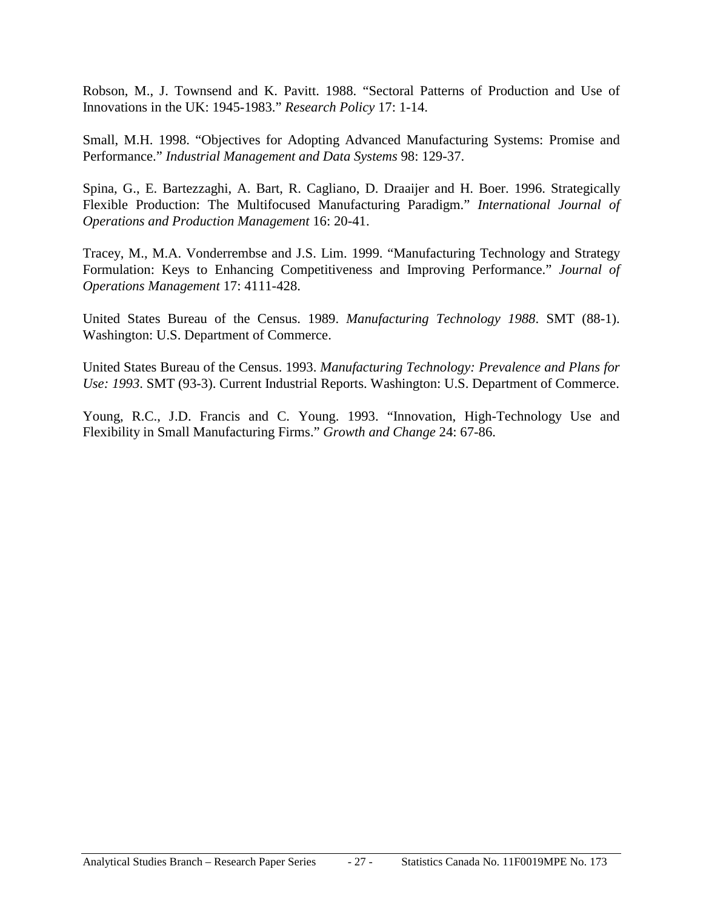Robson, M., J. Townsend and K. Pavitt. 1988. “Sectoral Patterns of Production and Use of Innovations in the UK: 1945-1983.” *Research Policy* 17: 1-14.

Small, M.H. 1998. “Objectives for Adopting Advanced Manufacturing Systems: Promise and Performance.” *Industrial Management and Data Systems* 98: 129-37.

Spina, G., E. Bartezzaghi, A. Bart, R. Cagliano, D. Draaijer and H. Boer. 1996. Strategically Flexible Production: The Multifocused Manufacturing Paradigm.” *International Journal of Operations and Production Management* 16: 20-41.

Tracey, M., M.A. Vonderrembse and J.S. Lim. 1999. “Manufacturing Technology and Strategy Formulation: Keys to Enhancing Competitiveness and Improving Performance.” *Journal of Operations Management* 17: 4111-428.

United States Bureau of the Census. 1989. *Manufacturing Technology 1988*. SMT (88-1). Washington: U.S. Department of Commerce.

United States Bureau of the Census. 1993. *Manufacturing Technology: Prevalence and Plans for Use: 1993*. SMT (93-3). Current Industrial Reports. Washington: U.S. Department of Commerce.

Young, R.C., J.D. Francis and C. Young. 1993. “Innovation, High-Technology Use and Flexibility in Small Manufacturing Firms.” *Growth and Change* 24: 67-86.